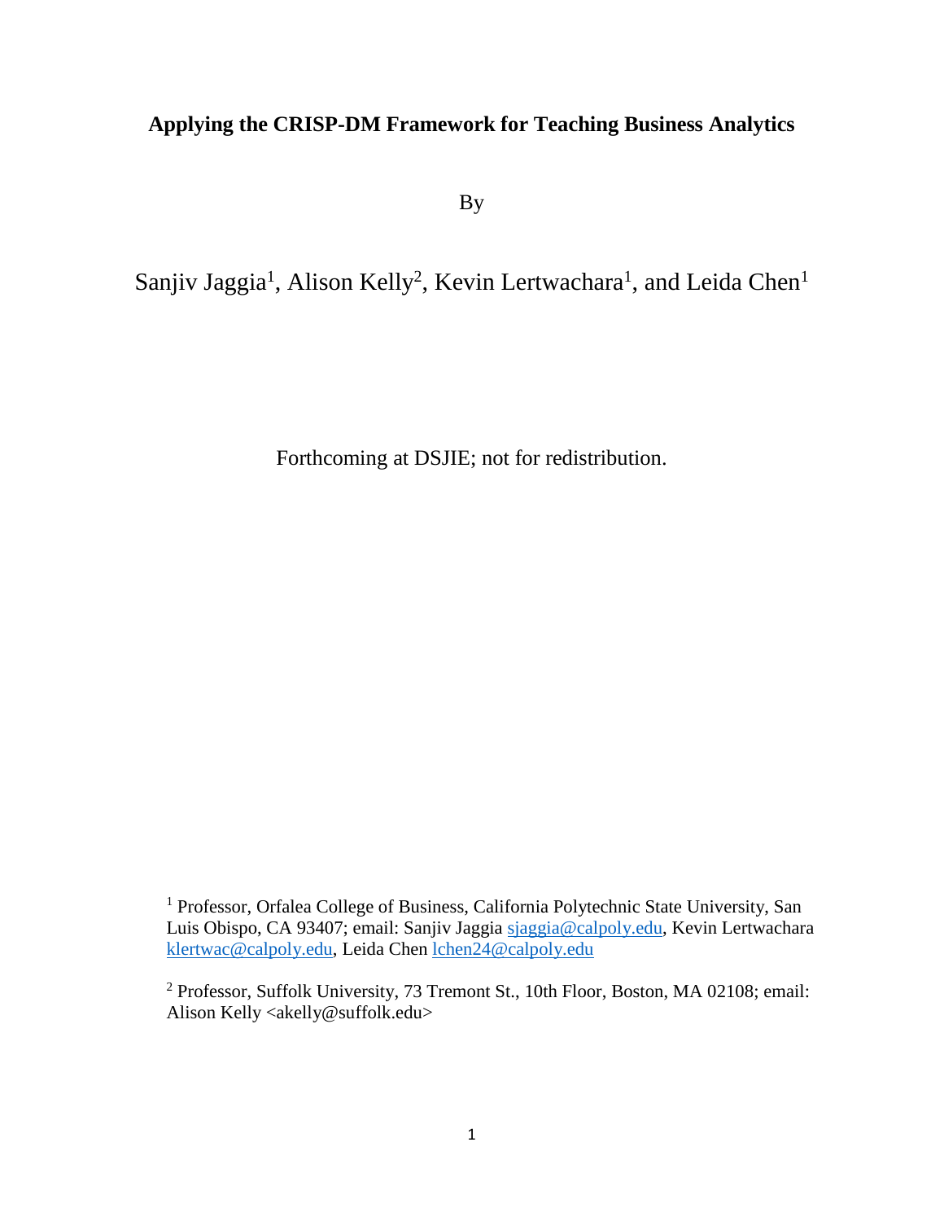# Applying the CRISP-DM Framework for Teaching Business Analytics

By

Sanjiv Jaggia[1], Alison Kelly[2], Kevin Lertwachara[1], and Leida Chen[1]

Forthcoming at DSJIE; not for redistribution.

[1] Professor, Orfalea College of Business, California Polytechnic State University, San Luis Obispo, CA 93407; email: Sanjiv Jaggia sjaggia@calpoly.edu, Kevin Lertwachara klertwac@calpoly.edu, Leida Chen lchen24@calpoly.edu

[2] Professor, Suffolk University, 73 Tremont St., 10th Floor, Boston, MA 02108; email: Alison Kelly <akelly@suffolk.edu>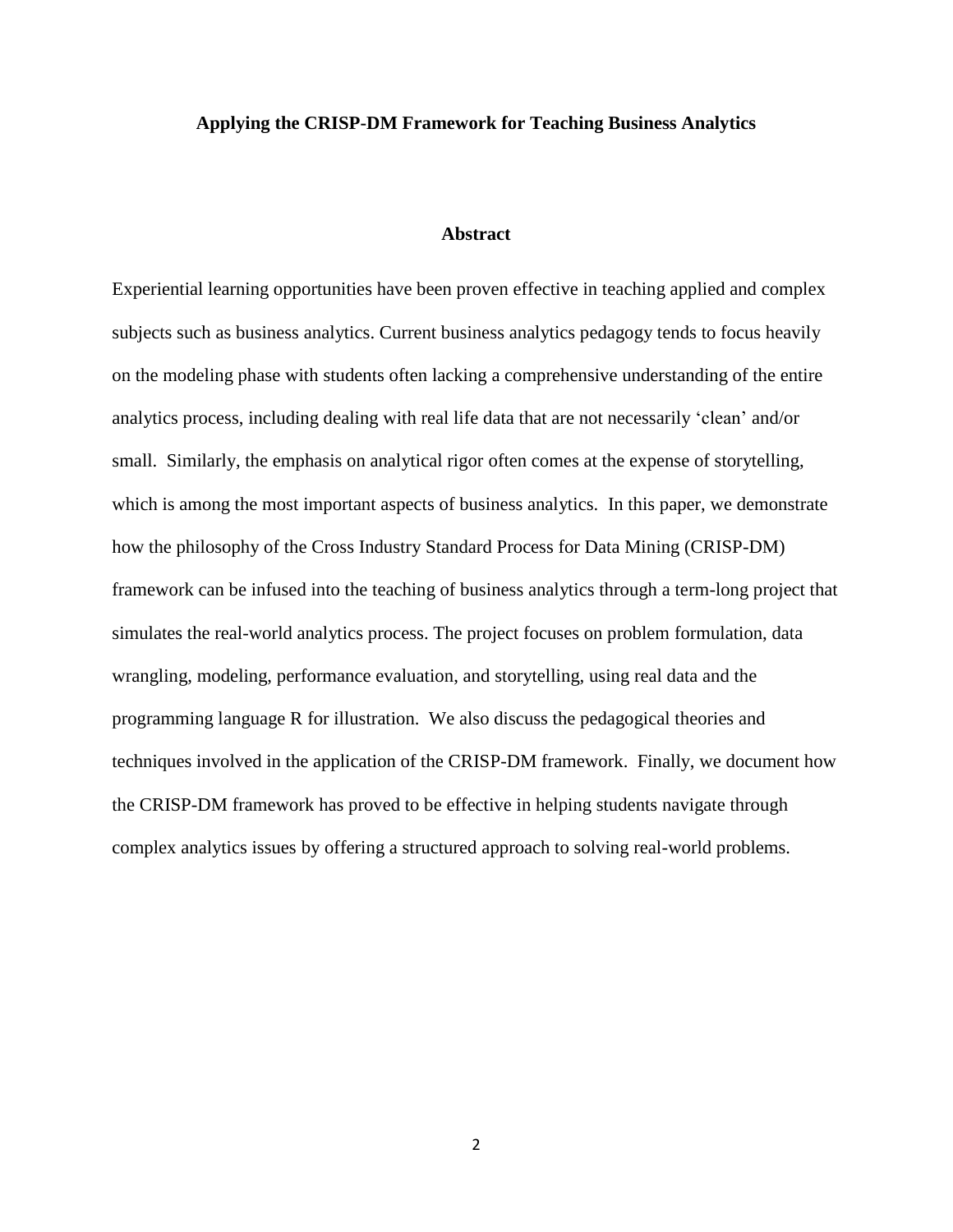# Applying the CRISP-DM Framework for Teaching Business Analytics

## Abstract

Experiential learning opportunities have been proven effective in teaching applied and complex subjects such as business analytics. Current business analytics pedagogy tends to focus heavily on the modeling phase with students often lacking a comprehensive understanding of the entire analytics process, including dealing with real life data that are not necessarily 'clean' and/or small. Similarly, the emphasis on analytical rigor often comes at the expense of storytelling, which is among the most important aspects of business analytics. In this paper, we demonstrate how the philosophy of the Cross Industry Standard Process for Data Mining (CRISP-DM) framework can be infused into the teaching of business analytics through a term-long project that simulates the real-world analytics process. The project focuses on problem formulation, data wrangling, modeling, performance evaluation, and storytelling, using real data and the programming language R for illustration. We also discuss the pedagogical theories and techniques involved in the application of the CRISP-DM framework. Finally, we document how the CRISP-DM framework has proved to be effective in helping students navigate through complex analytics issues by offering a structured approach to solving real-world problems.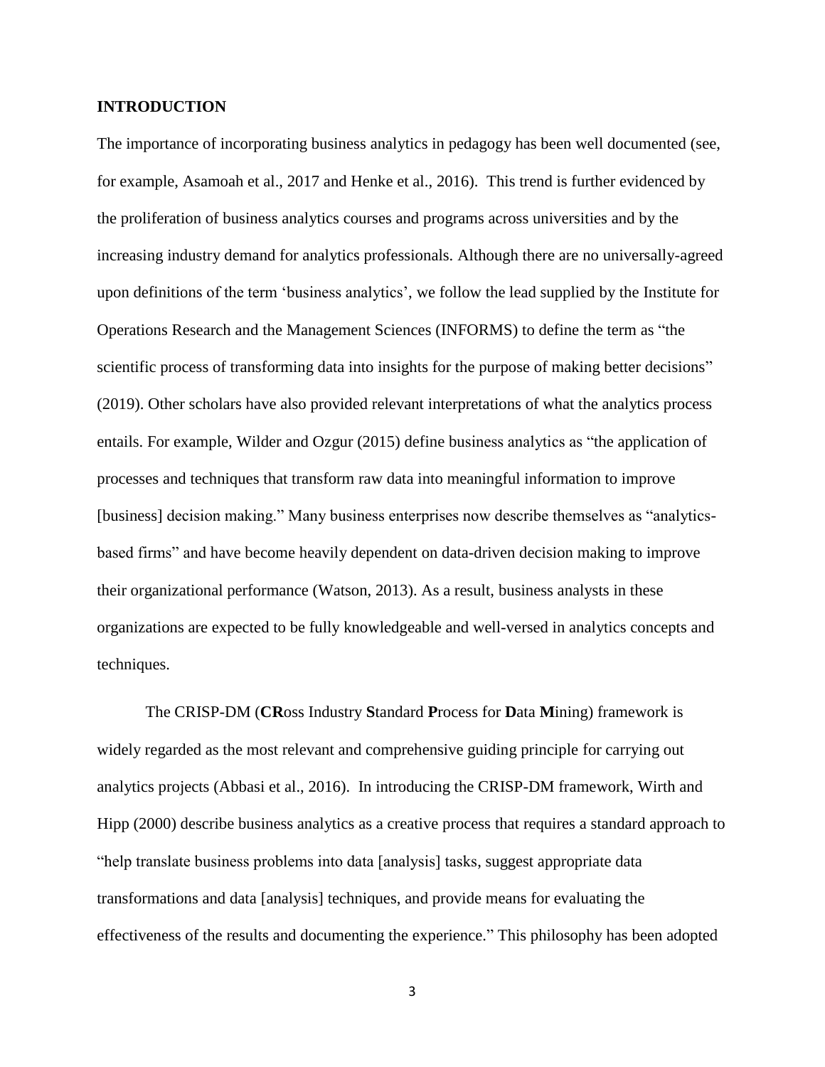## INTRODUCTION

The importance of incorporating business analytics in pedagogy has been well documented (see, for example, Asamoah et al., 2017 and Henke et al., 2016). This trend is further evidenced by the proliferation of business analytics courses and programs across universities and by the increasing industry demand for analytics professionals. Although there are no universally-agreed upon definitions of the term 'business analytics', we follow the lead supplied by the Institute for Operations Research and the Management Sciences (INFORMS) to define the term as "the scientific process of transforming data into insights for the purpose of making better decisions" (2019). Other scholars have also provided relevant interpretations of what the analytics process entails. For example, Wilder and Ozgur (2015) define business analytics as "the application of processes and techniques that transform raw data into meaningful information to improve [business] decision making." Many business enterprises now describe themselves as "analytics-based firms" and have become heavily dependent on data-driven decision making to improve their organizational performance (Watson, 2013). As a result, business analysts in these organizations are expected to be fully knowledgeable and well-versed in analytics concepts and techniques.

The CRISP-DM (**CR**oss Industry **S**tandard **P**rocess for **D**ata **M**ining) framework is widely regarded as the most relevant and comprehensive guiding principle for carrying out analytics projects (Abbasi et al., 2016). In introducing the CRISP-DM framework, Wirth and Hipp (2000) describe business analytics as a creative process that requires a standard approach to "help translate business problems into data [analysis] tasks, suggest appropriate data transformations and data [analysis] techniques, and provide means for evaluating the effectiveness of the results and documenting the experience." This philosophy has been adopted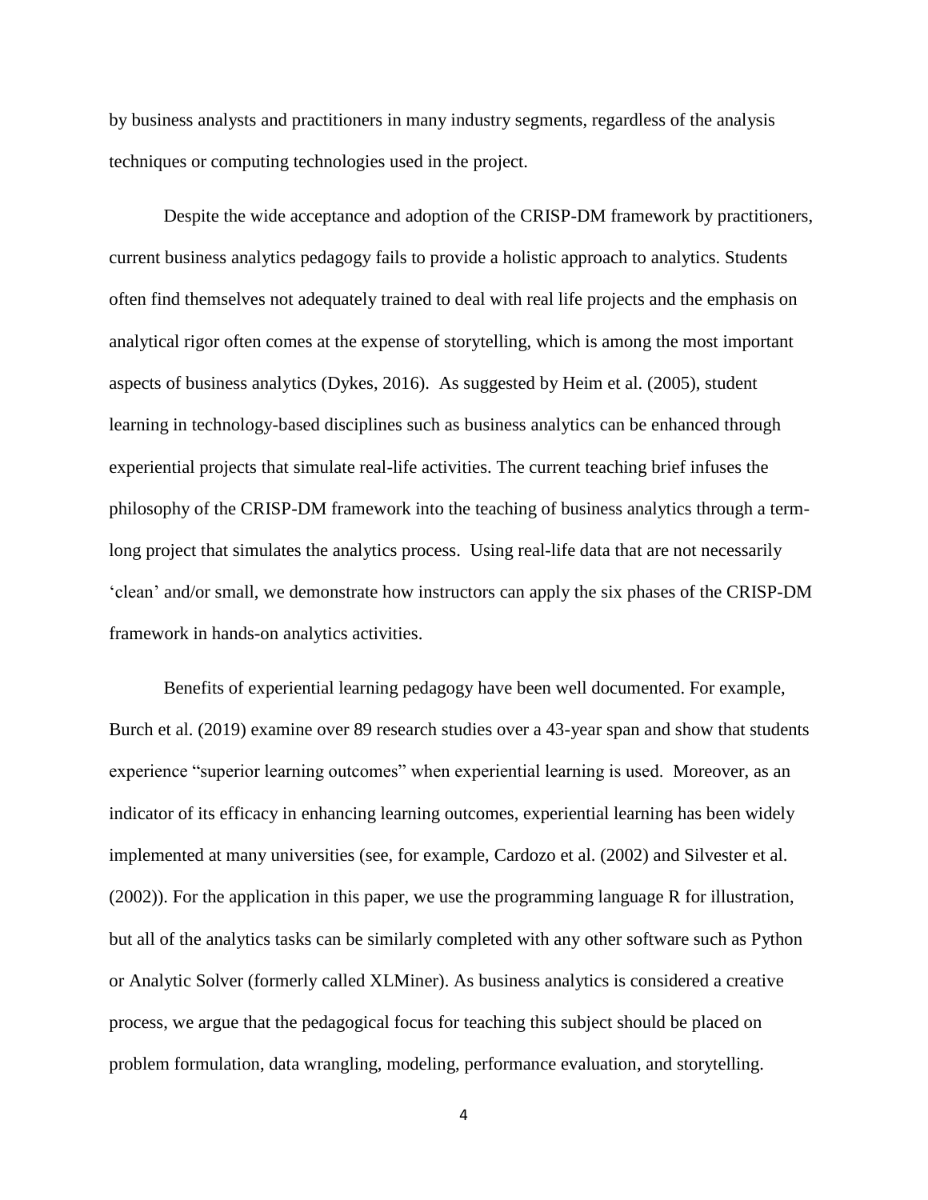by business analysts and practitioners in many industry segments, regardless of the analysis techniques or computing technologies used in the project.

Despite the wide acceptance and adoption of the CRISP-DM framework by practitioners, current business analytics pedagogy fails to provide a holistic approach to analytics. Students often find themselves not adequately trained to deal with real life projects and the emphasis on analytical rigor often comes at the expense of storytelling, which is among the most important aspects of business analytics (Dykes, 2016). As suggested by Heim et al. (2005), student learning in technology-based disciplines such as business analytics can be enhanced through experiential projects that simulate real-life activities. The current teaching brief infuses the philosophy of the CRISP-DM framework into the teaching of business analytics through a term-long project that simulates the analytics process. Using real-life data that are not necessarily 'clean' and/or small, we demonstrate how instructors can apply the six phases of the CRISP-DM framework in hands-on analytics activities.

Benefits of experiential learning pedagogy have been well documented. For example, Burch et al. (2019) examine over 89 research studies over a 43-year span and show that students experience "superior learning outcomes" when experiential learning is used. Moreover, as an indicator of its efficacy in enhancing learning outcomes, experiential learning has been widely implemented at many universities (see, for example, Cardozo et al. (2002) and Silvester et al. (2002)). For the application in this paper, we use the programming language R for illustration, but all of the analytics tasks can be similarly completed with any other software such as Python or Analytic Solver (formerly called XLMiner). As business analytics is considered a creative process, we argue that the pedagogical focus for teaching this subject should be placed on problem formulation, data wrangling, modeling, performance evaluation, and storytelling.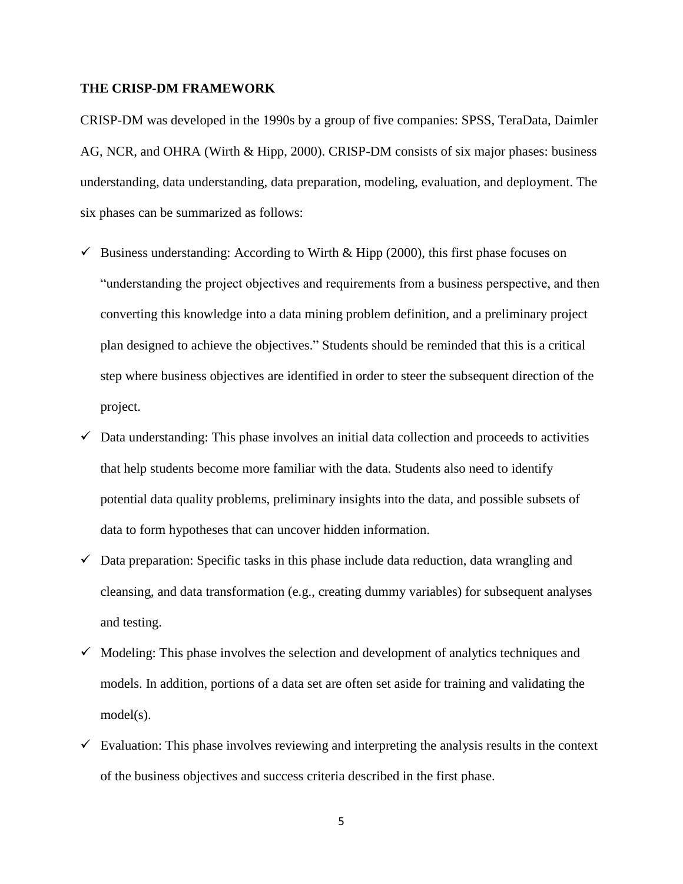## THE CRISP-DM FRAMEWORK

CRISP-DM was developed in the 1990s by a group of five companies: SPSS, TeraData, Daimler AG, NCR, and OHRA (Wirth & Hipp, 2000). CRISP-DM consists of six major phases: business understanding, data understanding, data preparation, modeling, evaluation, and deployment. The six phases can be summarized as follows:

- ✓ Business understanding: According to Wirth & Hipp (2000), this first phase focuses on "understanding the project objectives and requirements from a business perspective, and then converting this knowledge into a data mining problem definition, and a preliminary project plan designed to achieve the objectives." Students should be reminded that this is a critical step where business objectives are identified in order to steer the subsequent direction of the project.
- ✓ Data understanding: This phase involves an initial data collection and proceeds to activities that help students become more familiar with the data. Students also need to identify potential data quality problems, preliminary insights into the data, and possible subsets of data to form hypotheses that can uncover hidden information.
- ✓ Data preparation: Specific tasks in this phase include data reduction, data wrangling and cleansing, and data transformation (e.g., creating dummy variables) for subsequent analyses and testing.
- ✓ Modeling: This phase involves the selection and development of analytics techniques and models. In addition, portions of a data set are often set aside for training and validating the model(s).
- ✓ Evaluation: This phase involves reviewing and interpreting the analysis results in the context of the business objectives and success criteria described in the first phase.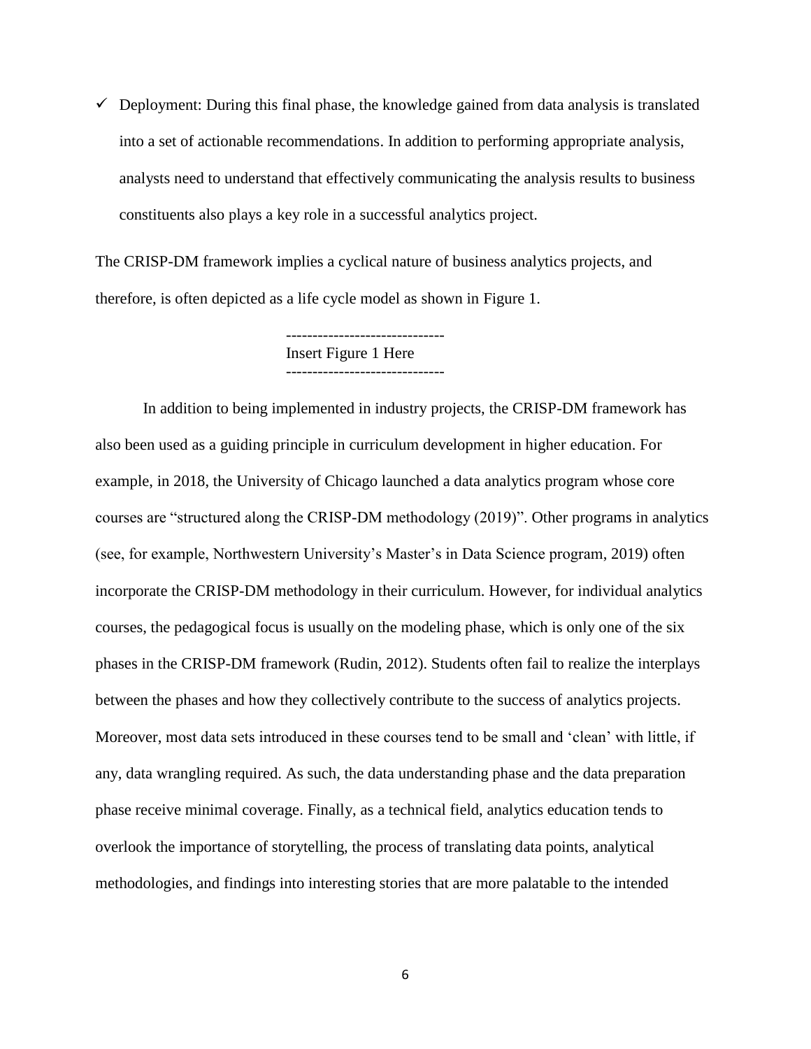- ✓ Deployment: During this final phase, the knowledge gained from data analysis is translated into a set of actionable recommendations. In addition to performing appropriate analysis, analysts need to understand that effectively communicating the analysis results to business constituents also plays a key role in a successful analytics project.

The CRISP-DM framework implies a cyclical nature of business analytics projects, and therefore, is often depicted as a life cycle model as shown in Figure 1.

------------------------------
Insert Figure 1 Here
------------------------------

In addition to being implemented in industry projects, the CRISP-DM framework has also been used as a guiding principle in curriculum development in higher education. For example, in 2018, the University of Chicago launched a data analytics program whose core courses are "structured along the CRISP-DM methodology (2019)". Other programs in analytics (see, for example, Northwestern University's Master's in Data Science program, 2019) often incorporate the CRISP-DM methodology in their curriculum. However, for individual analytics courses, the pedagogical focus is usually on the modeling phase, which is only one of the six phases in the CRISP-DM framework (Rudin, 2012). Students often fail to realize the interplays between the phases and how they collectively contribute to the success of analytics projects. Moreover, most data sets introduced in these courses tend to be small and 'clean' with little, if any, data wrangling required. As such, the data understanding phase and the data preparation phase receive minimal coverage. Finally, as a technical field, analytics education tends to overlook the importance of storytelling, the process of translating data points, analytical methodologies, and findings into interesting stories that are more palatable to the intended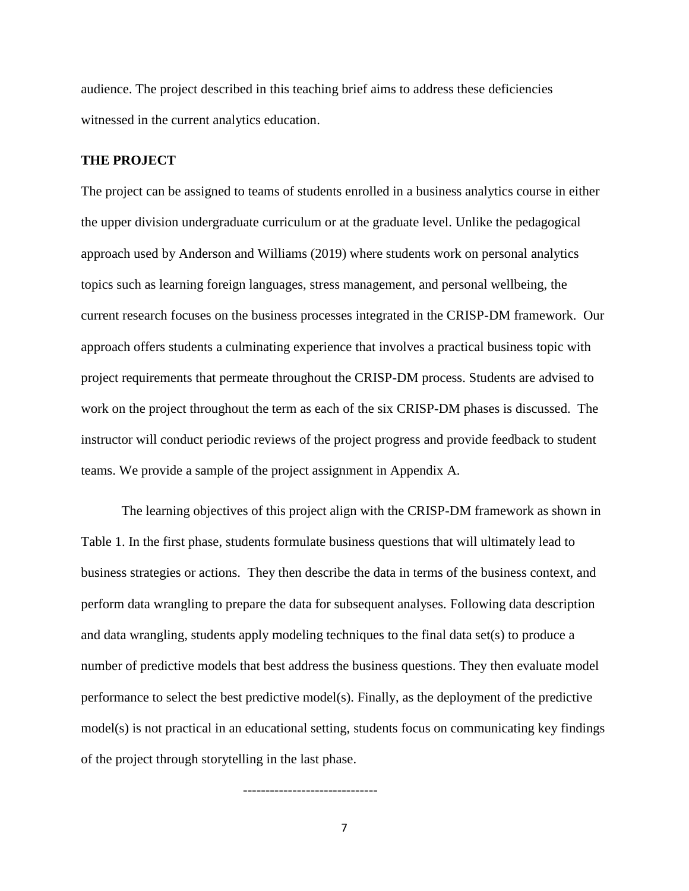audience. The project described in this teaching brief aims to address these deficiencies witnessed in the current analytics education.

## THE PROJECT

The project can be assigned to teams of students enrolled in a business analytics course in either the upper division undergraduate curriculum or at the graduate level. Unlike the pedagogical approach used by Anderson and Williams (2019) where students work on personal analytics topics such as learning foreign languages, stress management, and personal wellbeing, the current research focuses on the business processes integrated in the CRISP-DM framework. Our approach offers students a culminating experience that involves a practical business topic with project requirements that permeate throughout the CRISP-DM process. Students are advised to work on the project throughout the term as each of the six CRISP-DM phases is discussed. The instructor will conduct periodic reviews of the project progress and provide feedback to student teams. We provide a sample of the project assignment in Appendix A.

The learning objectives of this project align with the CRISP-DM framework as shown in Table 1. In the first phase, students formulate business questions that will ultimately lead to business strategies or actions. They then describe the data in terms of the business context, and perform data wrangling to prepare the data for subsequent analyses. Following data description and data wrangling, students apply modeling techniques to the final data set(s) to produce a number of predictive models that best address the business questions. They then evaluate model performance to select the best predictive model(s). Finally, as the deployment of the predictive model(s) is not practical in an educational setting, students focus on communicating key findings of the project through storytelling in the last phase.

------------------------------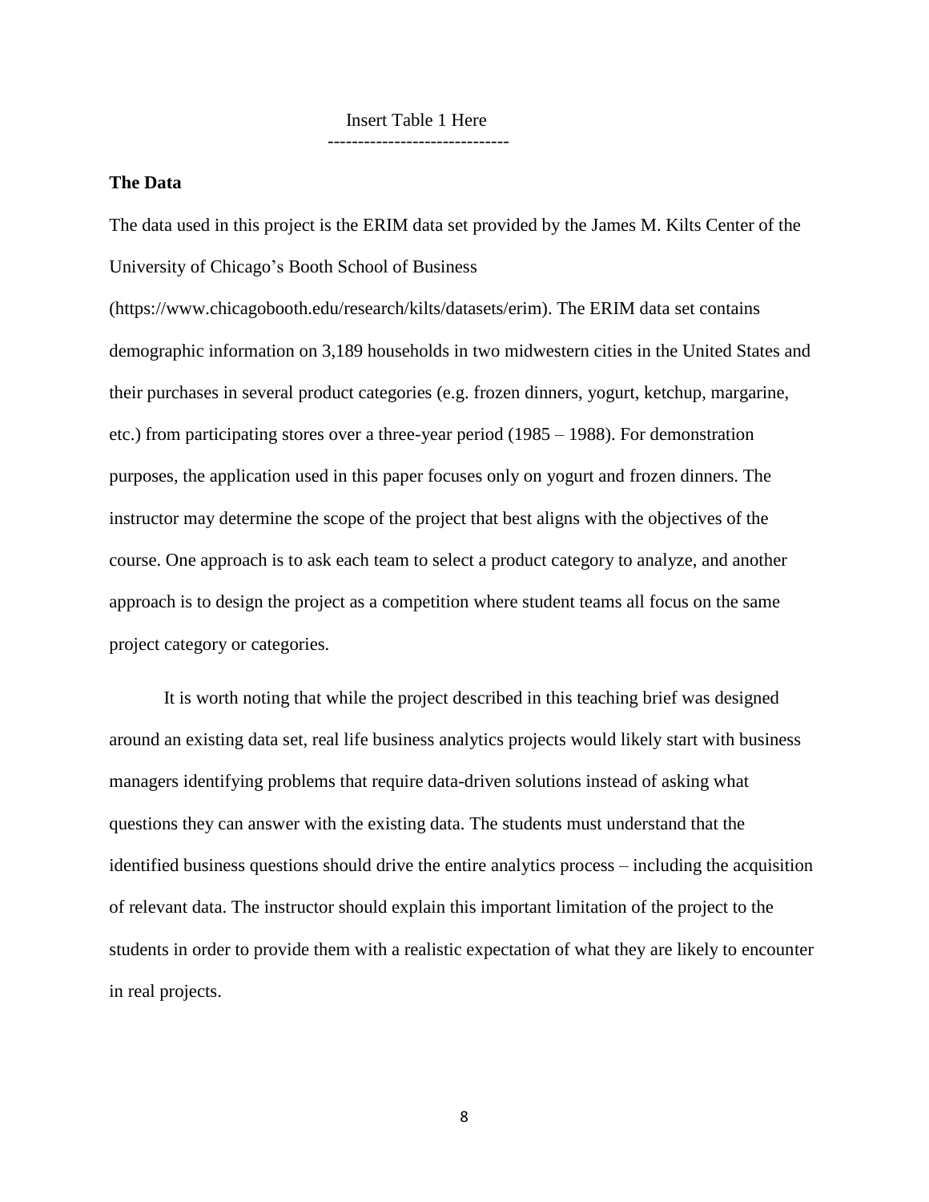Insert Table 1 Here

------------------------------

**The Data**

The data used in this project is the ERIM data set provided by the James M. Kilts Center of the University of Chicago's Booth School of Business (https://www.chicagobooth.edu/research/kilts/datasets/erim). The ERIM data set contains demographic information on 3,189 households in two midwestern cities in the United States and their purchases in several product categories (e.g. frozen dinners, yogurt, ketchup, margarine, etc.) from participating stores over a three-year period (1985 – 1988). For demonstration purposes, the application used in this paper focuses only on yogurt and frozen dinners. The instructor may determine the scope of the project that best aligns with the objectives of the course. One approach is to ask each team to select a product category to analyze, and another approach is to design the project as a competition where student teams all focus on the same project category or categories.

It is worth noting that while the project described in this teaching brief was designed around an existing data set, real life business analytics projects would likely start with business managers identifying problems that require data-driven solutions instead of asking what questions they can answer with the existing data. The students must understand that the identified business questions should drive the entire analytics process – including the acquisition of relevant data. The instructor should explain this important limitation of the project to the students in order to provide them with a realistic expectation of what they are likely to encounter in real projects.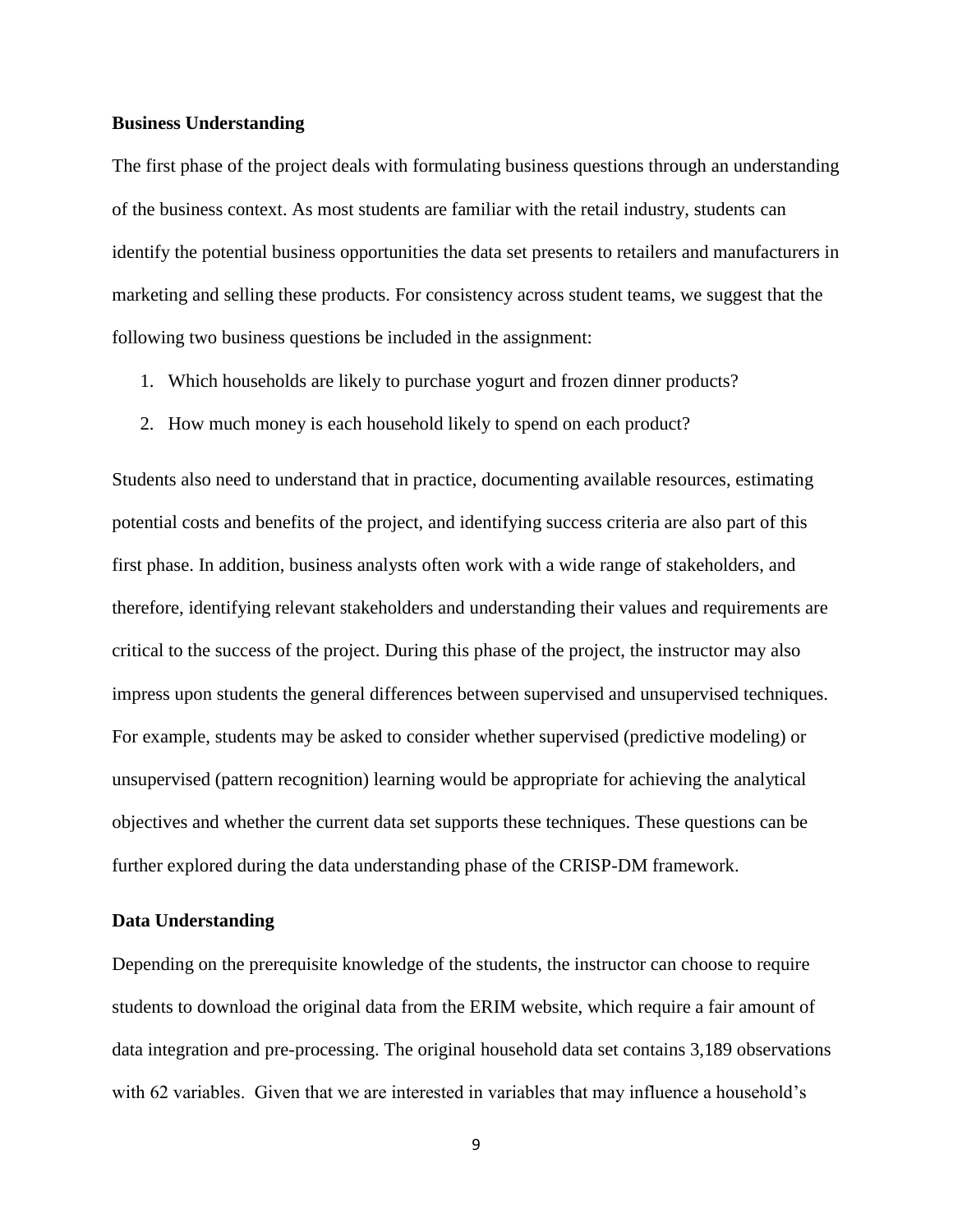## Business Understanding

The first phase of the project deals with formulating business questions through an understanding of the business context. As most students are familiar with the retail industry, students can identify the potential business opportunities the data set presents to retailers and manufacturers in marketing and selling these products. For consistency across student teams, we suggest that the following two business questions be included in the assignment:

1. Which households are likely to purchase yogurt and frozen dinner products?
2. How much money is each household likely to spend on each product?

Students also need to understand that in practice, documenting available resources, estimating potential costs and benefits of the project, and identifying success criteria are also part of this first phase. In addition, business analysts often work with a wide range of stakeholders, and therefore, identifying relevant stakeholders and understanding their values and requirements are critical to the success of the project. During this phase of the project, the instructor may also impress upon students the general differences between supervised and unsupervised techniques. For example, students may be asked to consider whether supervised (predictive modeling) or unsupervised (pattern recognition) learning would be appropriate for achieving the analytical objectives and whether the current data set supports these techniques. These questions can be further explored during the data understanding phase of the CRISP-DM framework.

## Data Understanding

Depending on the prerequisite knowledge of the students, the instructor can choose to require students to download the original data from the ERIM website, which require a fair amount of data integration and pre-processing. The original household data set contains 3,189 observations with 62 variables. Given that we are interested in variables that may influence a household's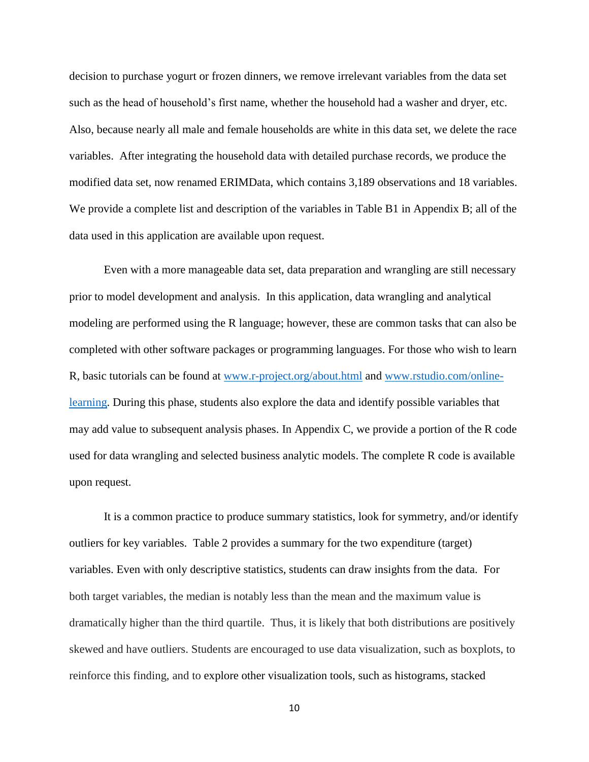decision to purchase yogurt or frozen dinners, we remove irrelevant variables from the data set such as the head of household's first name, whether the household had a washer and dryer, etc. Also, because nearly all male and female households are white in this data set, we delete the race variables. After integrating the household data with detailed purchase records, we produce the modified data set, now renamed ERIMData, which contains 3,189 observations and 18 variables. We provide a complete list and description of the variables in Table B1 in Appendix B; all of the data used in this application are available upon request.

Even with a more manageable data set, data preparation and wrangling are still necessary prior to model development and analysis. In this application, data wrangling and analytical modeling are performed using the R language; however, these are common tasks that can also be completed with other software packages or programming languages. For those who wish to learn R, basic tutorials can be found at [www.r-project.org/about.html](www.r-project.org/about.html) and [www.rstudio.com/online-learning](www.rstudio.com/online-learning). During this phase, students also explore the data and identify possible variables that may add value to subsequent analysis phases. In Appendix C, we provide a portion of the R code used for data wrangling and selected business analytic models. The complete R code is available upon request.

It is a common practice to produce summary statistics, look for symmetry, and/or identify outliers for key variables. Table 2 provides a summary for the two expenditure (target) variables. Even with only descriptive statistics, students can draw insights from the data. For both target variables, the median is notably less than the mean and the maximum value is dramatically higher than the third quartile. Thus, it is likely that both distributions are positively skewed and have outliers. Students are encouraged to use data visualization, such as boxplots, to reinforce this finding, and to explore other visualization tools, such as histograms, stacked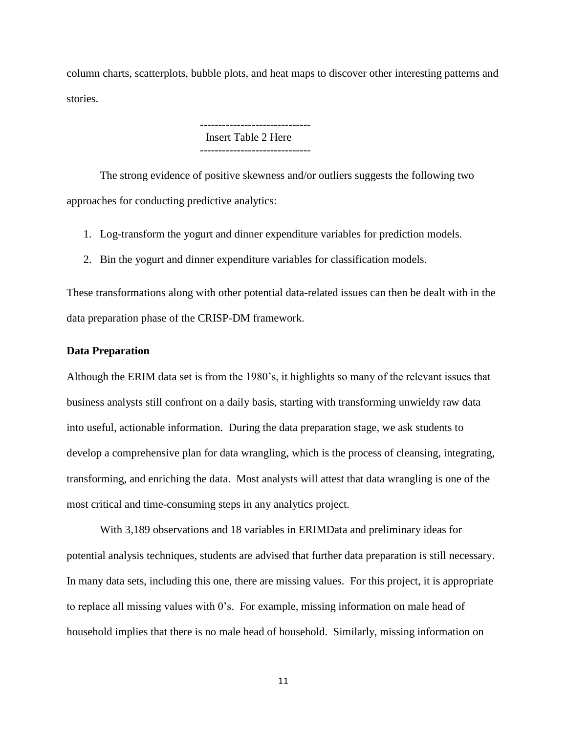column charts, scatterplots, bubble plots, and heat maps to discover other interesting patterns and stories.

------------------------------
Insert Table 2 Here
------------------------------

The strong evidence of positive skewness and/or outliers suggests the following two approaches for conducting predictive analytics:

1. Log-transform the yogurt and dinner expenditure variables for prediction models.
2. Bin the yogurt and dinner expenditure variables for classification models.

These transformations along with other potential data-related issues can then be dealt with in the data preparation phase of the CRISP-DM framework.

**Data Preparation**

Although the ERIM data set is from the 1980's, it highlights so many of the relevant issues that business analysts still confront on a daily basis, starting with transforming unwieldy raw data into useful, actionable information. During the data preparation stage, we ask students to develop a comprehensive plan for data wrangling, which is the process of cleansing, integrating, transforming, and enriching the data. Most analysts will attest that data wrangling is one of the most critical and time-consuming steps in any analytics project.

With 3,189 observations and 18 variables in ERIMData and preliminary ideas for potential analysis techniques, students are advised that further data preparation is still necessary. In many data sets, including this one, there are missing values. For this project, it is appropriate to replace all missing values with 0's. For example, missing information on male head of household implies that there is no male head of household. Similarly, missing information on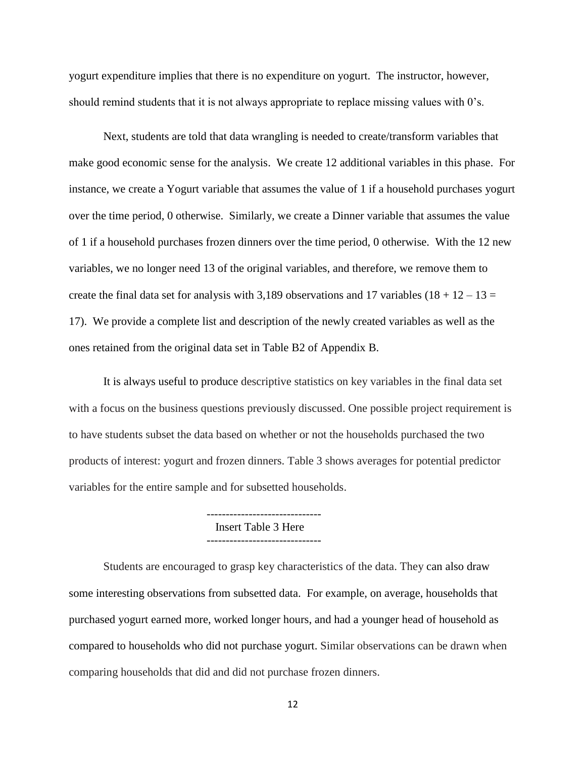yogurt expenditure implies that there is no expenditure on yogurt. The instructor, however, should remind students that it is not always appropriate to replace missing values with 0's.

Next, students are told that data wrangling is needed to create/transform variables that make good economic sense for the analysis. We create 12 additional variables in this phase. For instance, we create a Yogurt variable that assumes the value of 1 if a household purchases yogurt over the time period, 0 otherwise. Similarly, we create a Dinner variable that assumes the value of 1 if a household purchases frozen dinners over the time period, 0 otherwise. With the 12 new variables, we no longer need 13 of the original variables, and therefore, we remove them to create the final data set for analysis with 3,189 observations and 17 variables ($18 + 12 - 13 = 17$). We provide a complete list and description of the newly created variables as well as the ones retained from the original data set in Table B2 of Appendix B.

It is always useful to produce descriptive statistics on key variables in the final data set with a focus on the business questions previously discussed. One possible project requirement is to have students subset the data based on whether or not the households purchased the two products of interest: yogurt and frozen dinners. Table 3 shows averages for potential predictor variables for the entire sample and for subsetted households.

------------------------------
Insert Table 3 Here
------------------------------

Students are encouraged to grasp key characteristics of the data. They can also draw some interesting observations from subsetted data. For example, on average, households that purchased yogurt earned more, worked longer hours, and had a younger head of household as compared to households who did not purchase yogurt. Similar observations can be drawn when comparing households that did and did not purchase frozen dinners.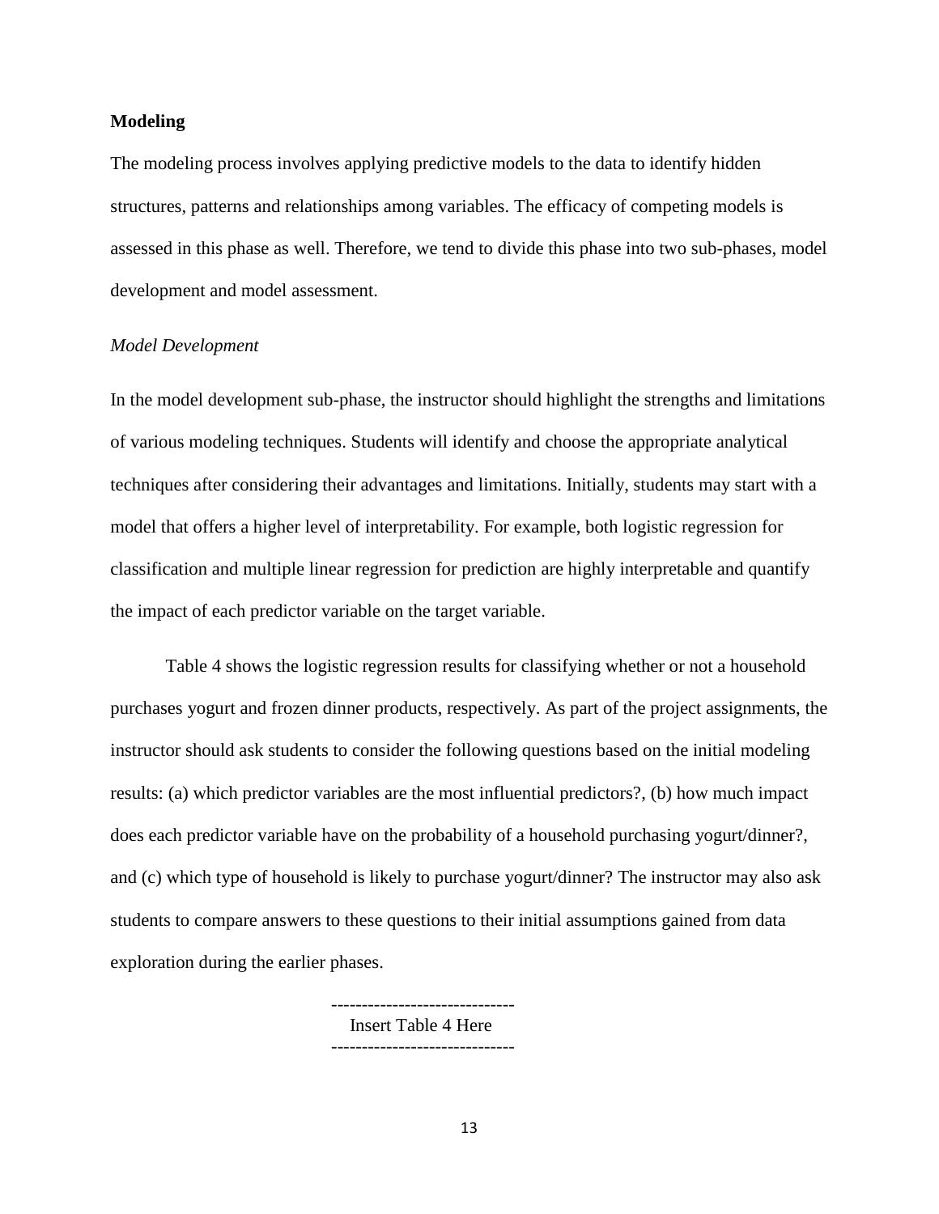### Modeling

The modeling process involves applying predictive models to the data to identify hidden structures, patterns and relationships among variables. The efficacy of competing models is assessed in this phase as well. Therefore, we tend to divide this phase into two sub-phases, model development and model assessment.

*Model Development*

In the model development sub-phase, the instructor should highlight the strengths and limitations of various modeling techniques. Students will identify and choose the appropriate analytical techniques after considering their advantages and limitations. Initially, students may start with a model that offers a higher level of interpretability. For example, both logistic regression for classification and multiple linear regression for prediction are highly interpretable and quantify the impact of each predictor variable on the target variable.

Table 4 shows the logistic regression results for classifying whether or not a household purchases yogurt and frozen dinner products, respectively. As part of the project assignments, the instructor should ask students to consider the following questions based on the initial modeling results: (a) which predictor variables are the most influential predictors?, (b) how much impact does each predictor variable have on the probability of a household purchasing yogurt/dinner?, and (c) which type of household is likely to purchase yogurt/dinner? The instructor may also ask students to compare answers to these questions to their initial assumptions gained from data exploration during the earlier phases.

------------------------------
Insert Table 4 Here
------------------------------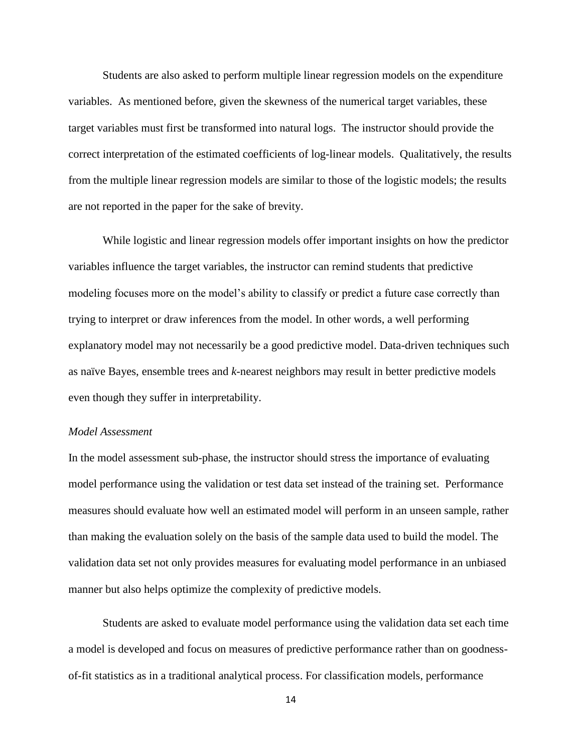Students are also asked to perform multiple linear regression models on the expenditure variables. As mentioned before, given the skewness of the numerical target variables, these target variables must first be transformed into natural logs. The instructor should provide the correct interpretation of the estimated coefficients of log-linear models. Qualitatively, the results from the multiple linear regression models are similar to those of the logistic models; the results are not reported in the paper for the sake of brevity.

While logistic and linear regression models offer important insights on how the predictor variables influence the target variables, the instructor can remind students that predictive modeling focuses more on the model's ability to classify or predict a future case correctly than trying to interpret or draw inferences from the model. In other words, a well performing explanatory model may not necessarily be a good predictive model. Data-driven techniques such as naïve Bayes, ensemble trees and *k*-nearest neighbors may result in better predictive models even though they suffer in interpretability.

*Model Assessment*

In the model assessment sub-phase, the instructor should stress the importance of evaluating model performance using the validation or test data set instead of the training set. Performance measures should evaluate how well an estimated model will perform in an unseen sample, rather than making the evaluation solely on the basis of the sample data used to build the model. The validation data set not only provides measures for evaluating model performance in an unbiased manner but also helps optimize the complexity of predictive models.

Students are asked to evaluate model performance using the validation data set each time a model is developed and focus on measures of predictive performance rather than on goodness-of-fit statistics as in a traditional analytical process. For classification models, performance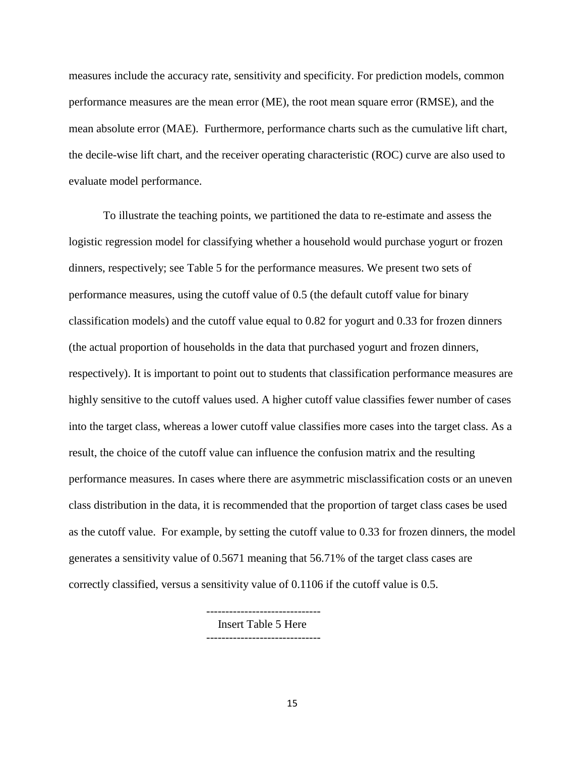measures include the accuracy rate, sensitivity and specificity. For prediction models, common performance measures are the mean error (ME), the root mean square error (RMSE), and the mean absolute error (MAE). Furthermore, performance charts such as the cumulative lift chart, the decile-wise lift chart, and the receiver operating characteristic (ROC) curve are also used to evaluate model performance.

To illustrate the teaching points, we partitioned the data to re-estimate and assess the logistic regression model for classifying whether a household would purchase yogurt or frozen dinners, respectively; see Table 5 for the performance measures. We present two sets of performance measures, using the cutoff value of 0.5 (the default cutoff value for binary classification models) and the cutoff value equal to 0.82 for yogurt and 0.33 for frozen dinners (the actual proportion of households in the data that purchased yogurt and frozen dinners, respectively). It is important to point out to students that classification performance measures are highly sensitive to the cutoff values used. A higher cutoff value classifies fewer number of cases into the target class, whereas a lower cutoff value classifies more cases into the target class. As a result, the choice of the cutoff value can influence the confusion matrix and the resulting performance measures. In cases where there are asymmetric misclassification costs or an uneven class distribution in the data, it is recommended that the proportion of target class cases be used as the cutoff value. For example, by setting the cutoff value to 0.33 for frozen dinners, the model generates a sensitivity value of 0.5671 meaning that 56.71% of the target class cases are correctly classified, versus a sensitivity value of 0.1106 if the cutoff value is 0.5.

------------------------------
Insert Table 5 Here
------------------------------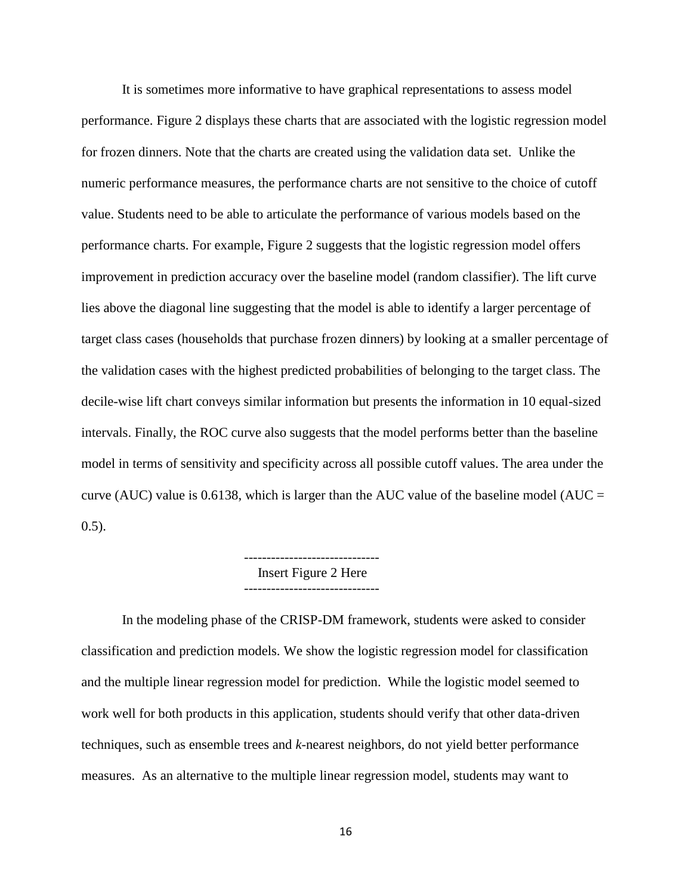It is sometimes more informative to have graphical representations to assess model performance. Figure 2 displays these charts that are associated with the logistic regression model for frozen dinners. Note that the charts are created using the validation data set. Unlike the numeric performance measures, the performance charts are not sensitive to the choice of cutoff value. Students need to be able to articulate the performance of various models based on the performance charts. For example, Figure 2 suggests that the logistic regression model offers improvement in prediction accuracy over the baseline model (random classifier). The lift curve lies above the diagonal line suggesting that the model is able to identify a larger percentage of target class cases (households that purchase frozen dinners) by looking at a smaller percentage of the validation cases with the highest predicted probabilities of belonging to the target class. The decile-wise lift chart conveys similar information but presents the information in 10 equal-sized intervals. Finally, the ROC curve also suggests that the model performs better than the baseline model in terms of sensitivity and specificity across all possible cutoff values. The area under the curve (AUC) value is 0.6138, which is larger than the AUC value of the baseline model (AUC = 0.5).

------------------------------
Insert Figure 2 Here
------------------------------

In the modeling phase of the CRISP-DM framework, students were asked to consider classification and prediction models. We show the logistic regression model for classification and the multiple linear regression model for prediction. While the logistic model seemed to work well for both products in this application, students should verify that other data-driven techniques, such as ensemble trees and *k*-nearest neighbors, do not yield better performance measures. As an alternative to the multiple linear regression model, students may want to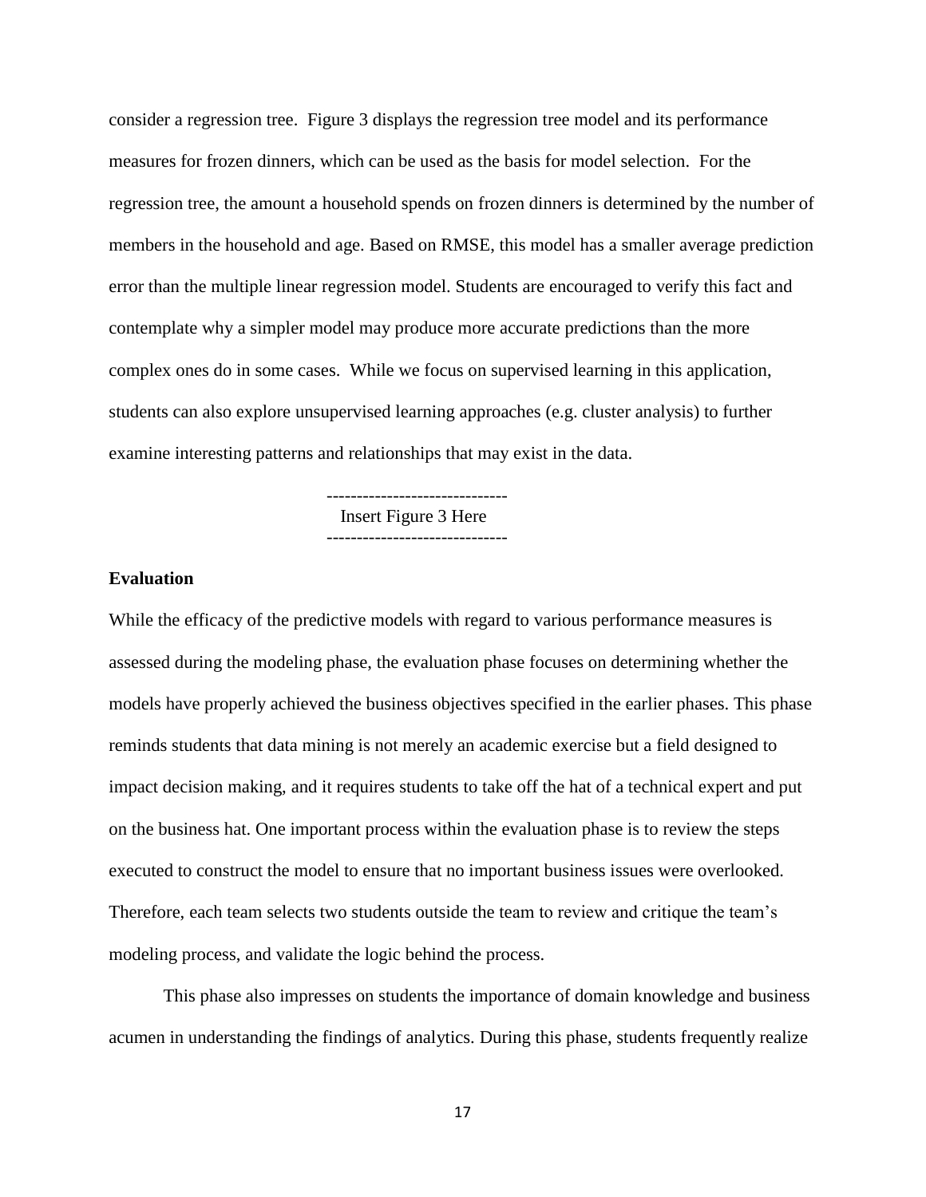consider a regression tree. Figure 3 displays the regression tree model and its performance measures for frozen dinners, which can be used as the basis for model selection. For the regression tree, the amount a household spends on frozen dinners is determined by the number of members in the household and age. Based on RMSE, this model has a smaller average prediction error than the multiple linear regression model. Students are encouraged to verify this fact and contemplate why a simpler model may produce more accurate predictions than the more complex ones do in some cases. While we focus on supervised learning in this application, students can also explore unsupervised learning approaches (e.g. cluster analysis) to further examine interesting patterns and relationships that may exist in the data.

------------------------------
Insert Figure 3 Here
------------------------------

**Evaluation**

While the efficacy of the predictive models with regard to various performance measures is assessed during the modeling phase, the evaluation phase focuses on determining whether the models have properly achieved the business objectives specified in the earlier phases. This phase reminds students that data mining is not merely an academic exercise but a field designed to impact decision making, and it requires students to take off the hat of a technical expert and put on the business hat. One important process within the evaluation phase is to review the steps executed to construct the model to ensure that no important business issues were overlooked. Therefore, each team selects two students outside the team to review and critique the team's modeling process, and validate the logic behind the process.

This phase also impresses on students the importance of domain knowledge and business acumen in understanding the findings of analytics. During this phase, students frequently realize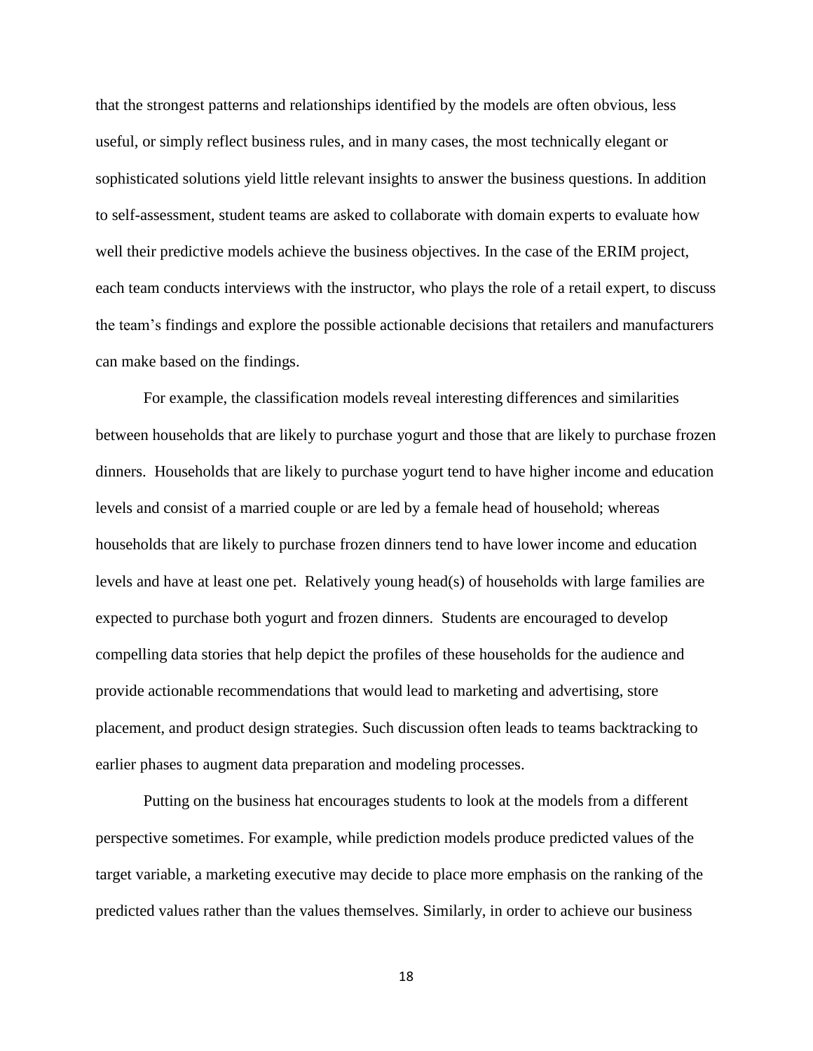that the strongest patterns and relationships identified by the models are often obvious, less useful, or simply reflect business rules, and in many cases, the most technically elegant or sophisticated solutions yield little relevant insights to answer the business questions. In addition to self-assessment, student teams are asked to collaborate with domain experts to evaluate how well their predictive models achieve the business objectives. In the case of the ERIM project, each team conducts interviews with the instructor, who plays the role of a retail expert, to discuss the team's findings and explore the possible actionable decisions that retailers and manufacturers can make based on the findings.

For example, the classification models reveal interesting differences and similarities between households that are likely to purchase yogurt and those that are likely to purchase frozen dinners. Households that are likely to purchase yogurt tend to have higher income and education levels and consist of a married couple or are led by a female head of household; whereas households that are likely to purchase frozen dinners tend to have lower income and education levels and have at least one pet. Relatively young head(s) of households with large families are expected to purchase both yogurt and frozen dinners. Students are encouraged to develop compelling data stories that help depict the profiles of these households for the audience and provide actionable recommendations that would lead to marketing and advertising, store placement, and product design strategies. Such discussion often leads to teams backtracking to earlier phases to augment data preparation and modeling processes.

Putting on the business hat encourages students to look at the models from a different perspective sometimes. For example, while prediction models produce predicted values of the target variable, a marketing executive may decide to place more emphasis on the ranking of the predicted values rather than the values themselves. Similarly, in order to achieve our business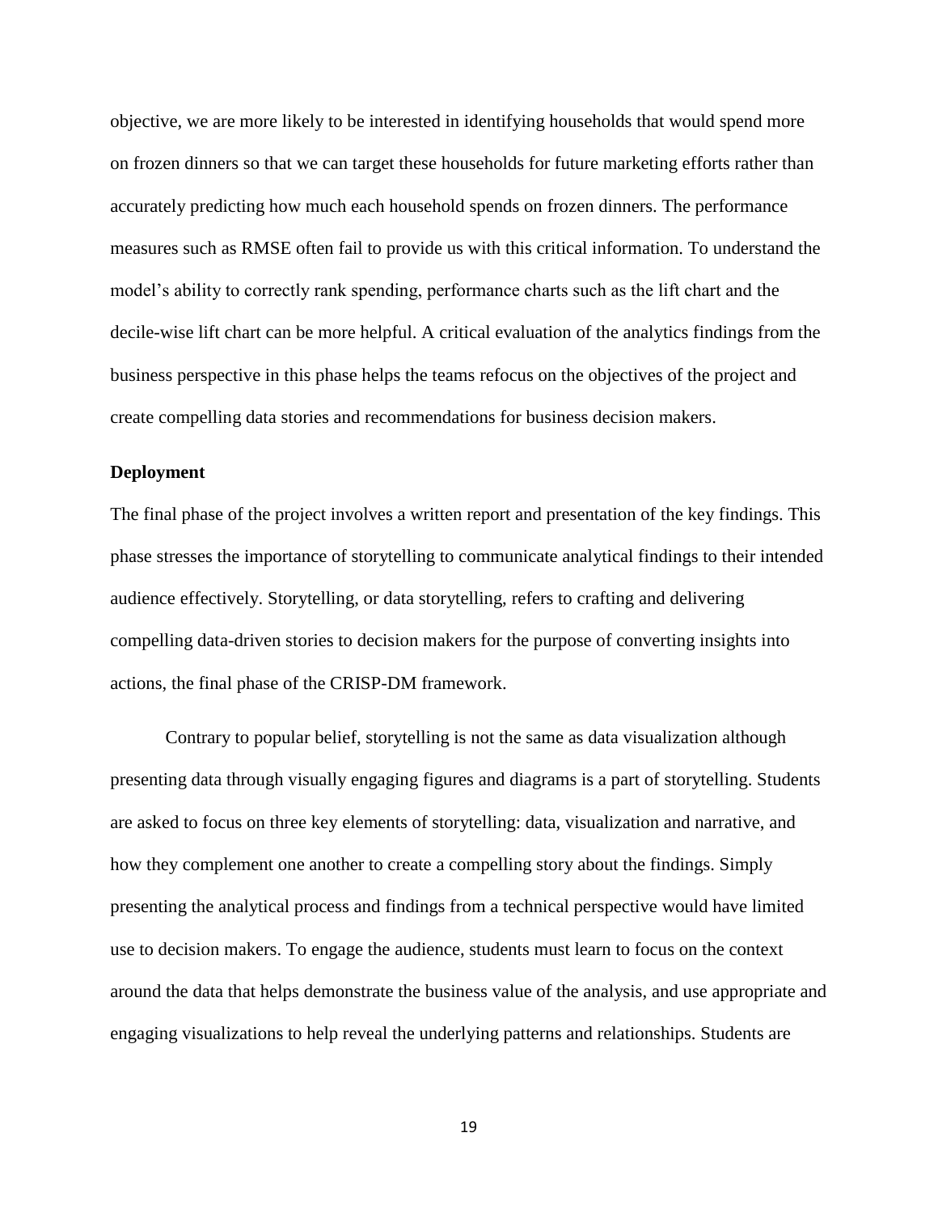objective, we are more likely to be interested in identifying households that would spend more on frozen dinners so that we can target these households for future marketing efforts rather than accurately predicting how much each household spends on frozen dinners. The performance measures such as RMSE often fail to provide us with this critical information. To understand the model's ability to correctly rank spending, performance charts such as the lift chart and the decile-wise lift chart can be more helpful. A critical evaluation of the analytics findings from the business perspective in this phase helps the teams refocus on the objectives of the project and create compelling data stories and recommendations for business decision makers.

**Deployment**

The final phase of the project involves a written report and presentation of the key findings. This phase stresses the importance of storytelling to communicate analytical findings to their intended audience effectively. Storytelling, or data storytelling, refers to crafting and delivering compelling data-driven stories to decision makers for the purpose of converting insights into actions, the final phase of the CRISP-DM framework.

Contrary to popular belief, storytelling is not the same as data visualization although presenting data through visually engaging figures and diagrams is a part of storytelling. Students are asked to focus on three key elements of storytelling: data, visualization and narrative, and how they complement one another to create a compelling story about the findings. Simply presenting the analytical process and findings from a technical perspective would have limited use to decision makers. To engage the audience, students must learn to focus on the context around the data that helps demonstrate the business value of the analysis, and use appropriate and engaging visualizations to help reveal the underlying patterns and relationships. Students are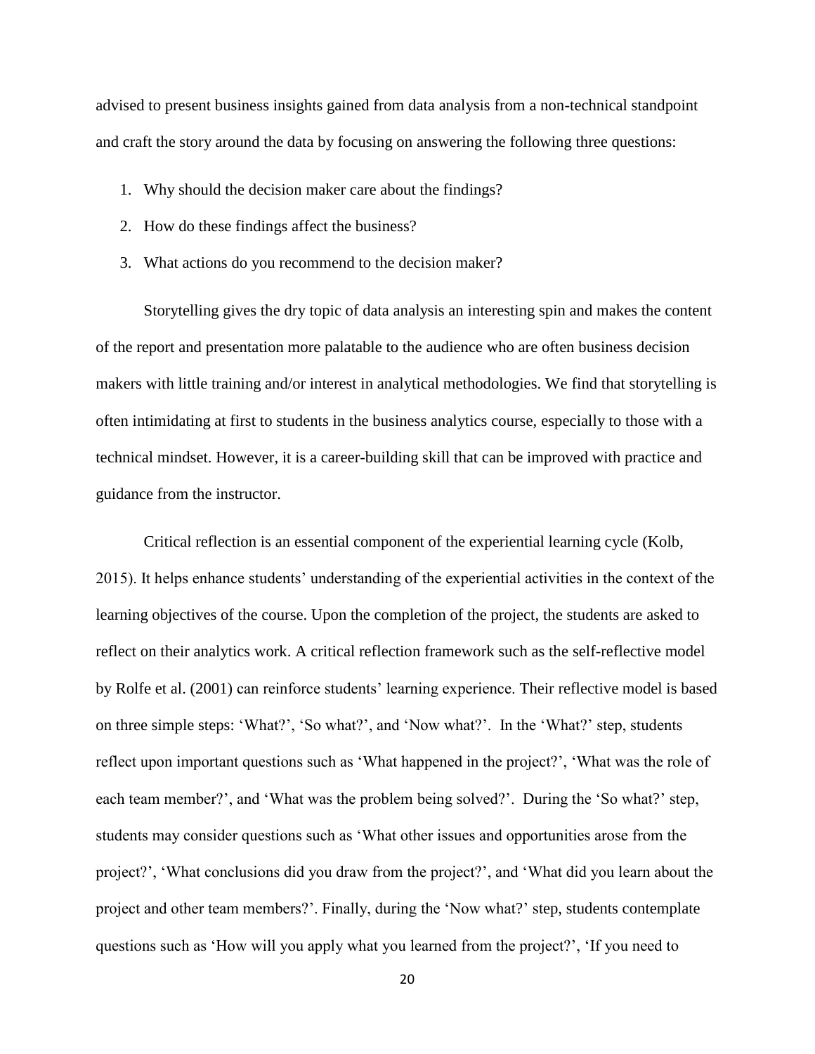advised to present business insights gained from data analysis from a non-technical standpoint and craft the story around the data by focusing on answering the following three questions:

1. Why should the decision maker care about the findings?
2. How do these findings affect the business?
3. What actions do you recommend to the decision maker?

Storytelling gives the dry topic of data analysis an interesting spin and makes the content of the report and presentation more palatable to the audience who are often business decision makers with little training and/or interest in analytical methodologies. We find that storytelling is often intimidating at first to students in the business analytics course, especially to those with a technical mindset. However, it is a career-building skill that can be improved with practice and guidance from the instructor.

Critical reflection is an essential component of the experiential learning cycle (Kolb, 2015). It helps enhance students' understanding of the experiential activities in the context of the learning objectives of the course. Upon the completion of the project, the students are asked to reflect on their analytics work. A critical reflection framework such as the self-reflective model by Rolfe et al. (2001) can reinforce students' learning experience. Their reflective model is based on three simple steps: 'What?', 'So what?', and 'Now what?'. In the 'What?' step, students reflect upon important questions such as 'What happened in the project?', 'What was the role of each team member?', and 'What was the problem being solved?'. During the 'So what?' step, students may consider questions such as 'What other issues and opportunities arose from the project?', 'What conclusions did you draw from the project?', and 'What did you learn about the project and other team members?'. Finally, during the 'Now what?' step, students contemplate questions such as 'How will you apply what you learned from the project?', 'If you need to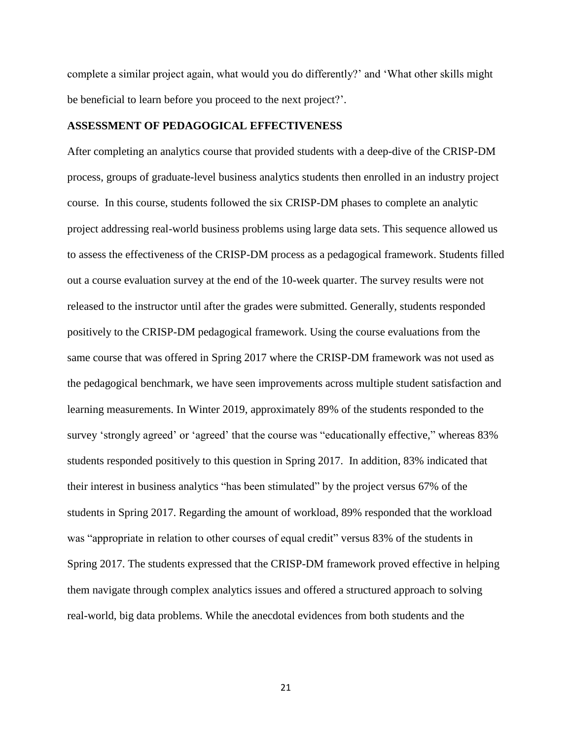complete a similar project again, what would you do differently?' and 'What other skills might be beneficial to learn before you proceed to the next project?'.

## ASSESSMENT OF PEDAGOGICAL EFFECTIVENESS

After completing an analytics course that provided students with a deep-dive of the CRISP-DM process, groups of graduate-level business analytics students then enrolled in an industry project course. In this course, students followed the six CRISP-DM phases to complete an analytic project addressing real-world business problems using large data sets. This sequence allowed us to assess the effectiveness of the CRISP-DM process as a pedagogical framework. Students filled out a course evaluation survey at the end of the 10-week quarter. The survey results were not released to the instructor until after the grades were submitted. Generally, students responded positively to the CRISP-DM pedagogical framework. Using the course evaluations from the same course that was offered in Spring 2017 where the CRISP-DM framework was not used as the pedagogical benchmark, we have seen improvements across multiple student satisfaction and learning measurements. In Winter 2019, approximately 89% of the students responded to the survey 'strongly agreed' or 'agreed' that the course was "educationally effective," whereas 83% students responded positively to this question in Spring 2017. In addition, 83% indicated that their interest in business analytics "has been stimulated" by the project versus 67% of the students in Spring 2017. Regarding the amount of workload, 89% responded that the workload was "appropriate in relation to other courses of equal credit" versus 83% of the students in Spring 2017. The students expressed that the CRISP-DM framework proved effective in helping them navigate through complex analytics issues and offered a structured approach to solving real-world, big data problems. While the anecdotal evidences from both students and the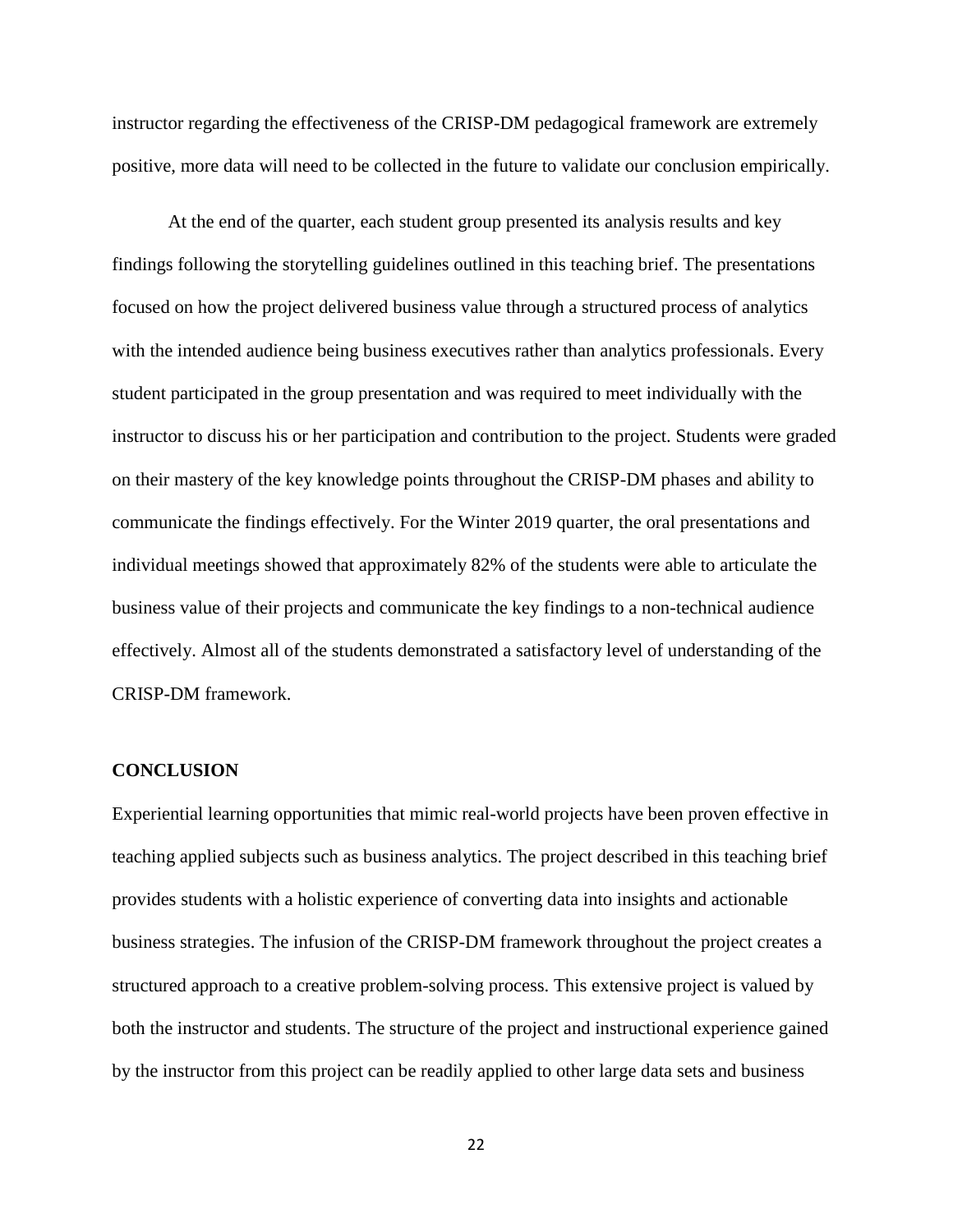instructor regarding the effectiveness of the CRISP-DM pedagogical framework are extremely positive, more data will need to be collected in the future to validate our conclusion empirically.

At the end of the quarter, each student group presented its analysis results and key findings following the storytelling guidelines outlined in this teaching brief. The presentations focused on how the project delivered business value through a structured process of analytics with the intended audience being business executives rather than analytics professionals. Every student participated in the group presentation and was required to meet individually with the instructor to discuss his or her participation and contribution to the project. Students were graded on their mastery of the key knowledge points throughout the CRISP-DM phases and ability to communicate the findings effectively. For the Winter 2019 quarter, the oral presentations and individual meetings showed that approximately 82% of the students were able to articulate the business value of their projects and communicate the key findings to a non-technical audience effectively. Almost all of the students demonstrated a satisfactory level of understanding of the CRISP-DM framework.

## CONCLUSION

Experiential learning opportunities that mimic real-world projects have been proven effective in teaching applied subjects such as business analytics. The project described in this teaching brief provides students with a holistic experience of converting data into insights and actionable business strategies. The infusion of the CRISP-DM framework throughout the project creates a structured approach to a creative problem-solving process. This extensive project is valued by both the instructor and students. The structure of the project and instructional experience gained by the instructor from this project can be readily applied to other large data sets and business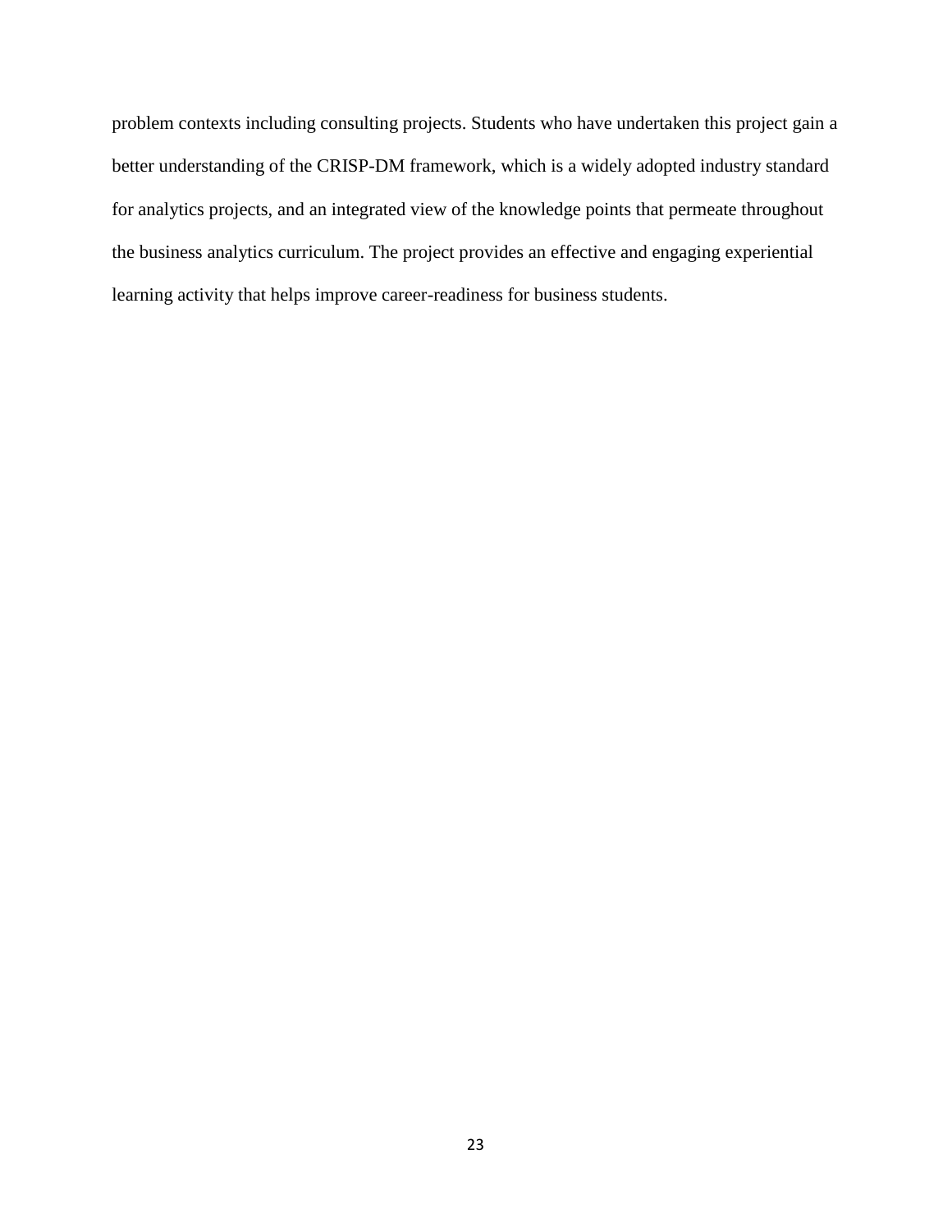problem contexts including consulting projects. Students who have undertaken this project gain a better understanding of the CRISP-DM framework, which is a widely adopted industry standard for analytics projects, and an integrated view of the knowledge points that permeate throughout the business analytics curriculum. The project provides an effective and engaging experiential learning activity that helps improve career-readiness for business students.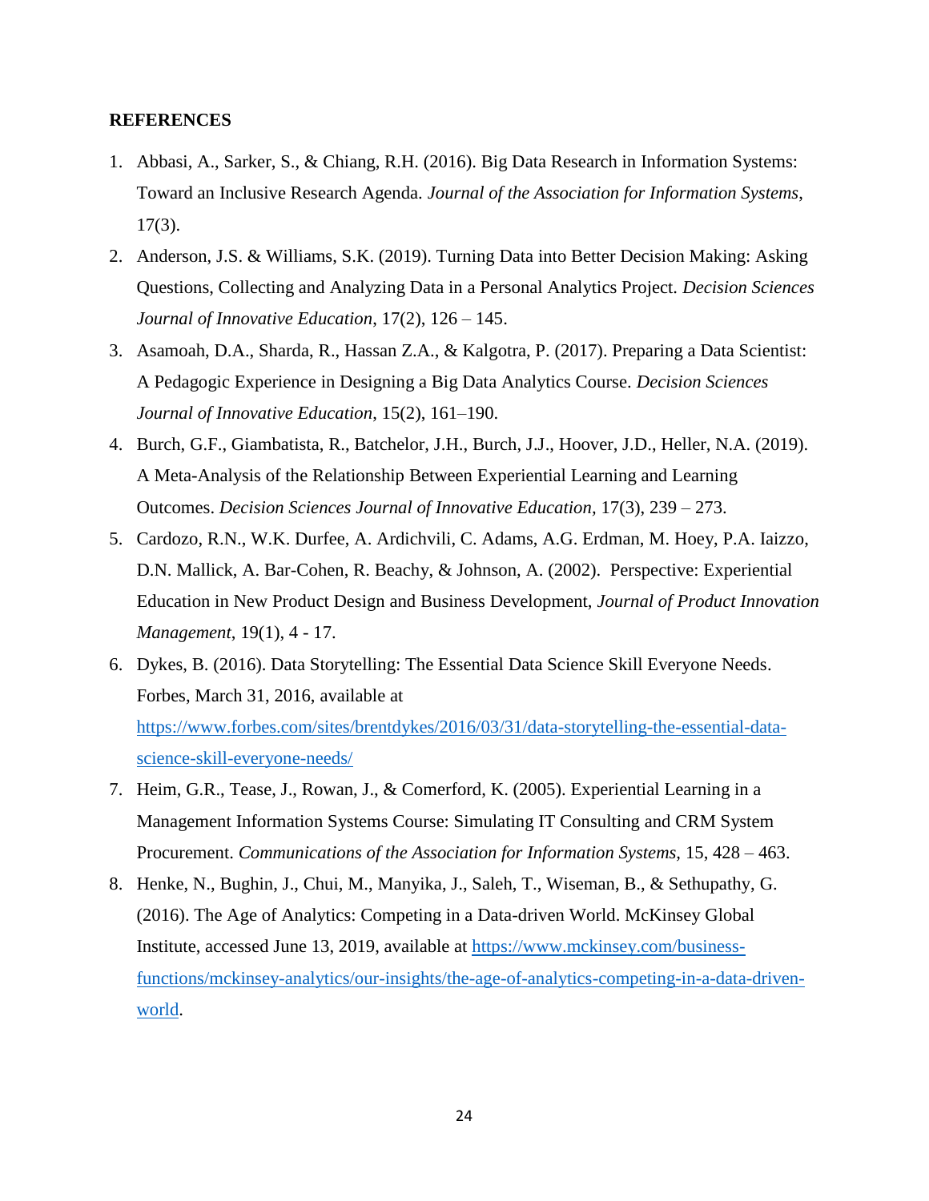**REFERENCES**

1. Abbasi, A., Sarker, S., & Chiang, R.H. (2016). Big Data Research in Information Systems: Toward an Inclusive Research Agenda. *Journal of the Association for Information Systems*, 17(3).
2. Anderson, J.S. & Williams, S.K. (2019). Turning Data into Better Decision Making: Asking Questions, Collecting and Analyzing Data in a Personal Analytics Project. *Decision Sciences Journal of Innovative Education*, 17(2), 126 – 145.
3. Asamoah, D.A., Sharda, R., Hassan Z.A., & Kalgotra, P. (2017). Preparing a Data Scientist: A Pedagogic Experience in Designing a Big Data Analytics Course. *Decision Sciences Journal of Innovative Education*, 15(2), 161–190.
4. Burch, G.F., Giambatista, R., Batchelor, J.H., Burch, J.J., Hoover, J.D., Heller, N.A. (2019). A Meta-Analysis of the Relationship Between Experiential Learning and Learning Outcomes. *Decision Sciences Journal of Innovative Education*, 17(3), 239 – 273.
5. Cardozo, R.N., W.K. Durfee, A. Ardichvili, C. Adams, A.G. Erdman, M. Hoey, P.A. Iaizzo, D.N. Mallick, A. Bar-Cohen, R. Beachy, & Johnson, A. (2002). Perspective: Experiential Education in New Product Design and Business Development, *Journal of Product Innovation Management*, 19(1), 4 - 17.
6. Dykes, B. (2016). Data Storytelling: The Essential Data Science Skill Everyone Needs. Forbes, March 31, 2016, available at https://www.forbes.com/sites/brentdykes/2016/03/31/data-storytelling-the-essential-data-science-skill-everyone-needs/
7. Heim, G.R., Tease, J., Rowan, J., & Comerford, K. (2005). Experiential Learning in a Management Information Systems Course: Simulating IT Consulting and CRM System Procurement. *Communications of the Association for Information Systems*, 15, 428 – 463.
8. Henke, N., Bughin, J., Chui, M., Manyika, J., Saleh, T., Wiseman, B., & Sethupathy, G. (2016). The Age of Analytics: Competing in a Data-driven World. McKinsey Global Institute, accessed June 13, 2019, available at https://www.mckinsey.com/business-functions/mckinsey-analytics/our-insights/the-age-of-analytics-competing-in-a-data-driven-world.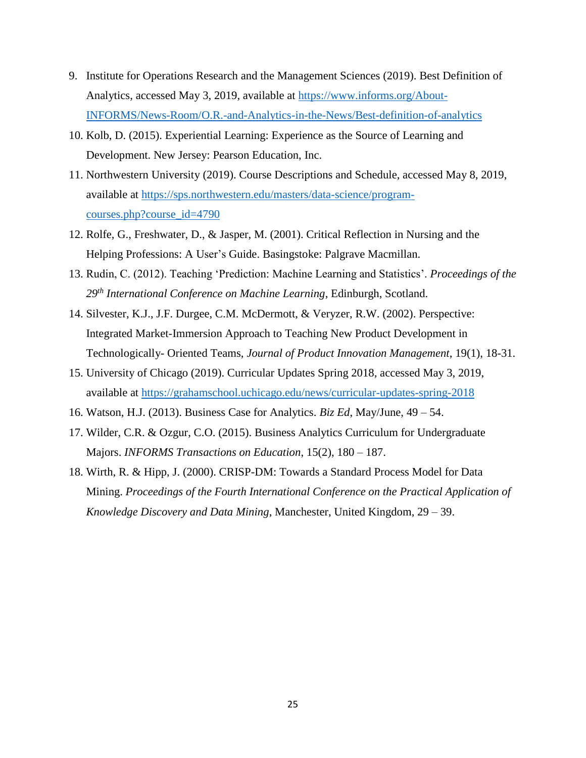9. Institute for Operations Research and the Management Sciences (2019). Best Definition of Analytics, accessed May 3, 2019, available at https://www.informs.org/About-INFORMS/News-Room/O.R.-and-Analytics-in-the-News/Best-definition-of-analytics
10. Kolb, D. (2015). Experiential Learning: Experience as the Source of Learning and Development. New Jersey: Pearson Education, Inc.
11. Northwestern University (2019). Course Descriptions and Schedule, accessed May 8, 2019, available at https://sps.northwestern.edu/masters/data-science/program-courses.php?course_id=4790
12. Rolfe, G., Freshwater, D., & Jasper, M. (2001). Critical Reflection in Nursing and the Helping Professions: A User's Guide. Basingstoke: Palgrave Macmillan.
13. Rudin, C. (2012). Teaching 'Prediction: Machine Learning and Statistics'. *Proceedings of the 29th International Conference on Machine Learning*, Edinburgh, Scotland.
14. Silvester, K.J., J.F. Durgee, C.M. McDermott, & Veryzer, R.W. (2002). Perspective: Integrated Market-Immersion Approach to Teaching New Product Development in Technologically- Oriented Teams, *Journal of Product Innovation Management*, 19(1), 18-31.
15. University of Chicago (2019). Curricular Updates Spring 2018, accessed May 3, 2019, available at https://grahamschool.uchicago.edu/news/curricular-updates-spring-2018
16. Watson, H.J. (2013). Business Case for Analytics. *Biz Ed*, May/June, 49 – 54.
17. Wilder, C.R. & Ozgur, C.O. (2015). Business Analytics Curriculum for Undergraduate Majors. *INFORMS Transactions on Education*, 15(2), 180 – 187.
18. Wirth, R. & Hipp, J. (2000). CRISP-DM: Towards a Standard Process Model for Data Mining. *Proceedings of the Fourth International Conference on the Practical Application of Knowledge Discovery and Data Mining*, Manchester, United Kingdom, 29 – 39.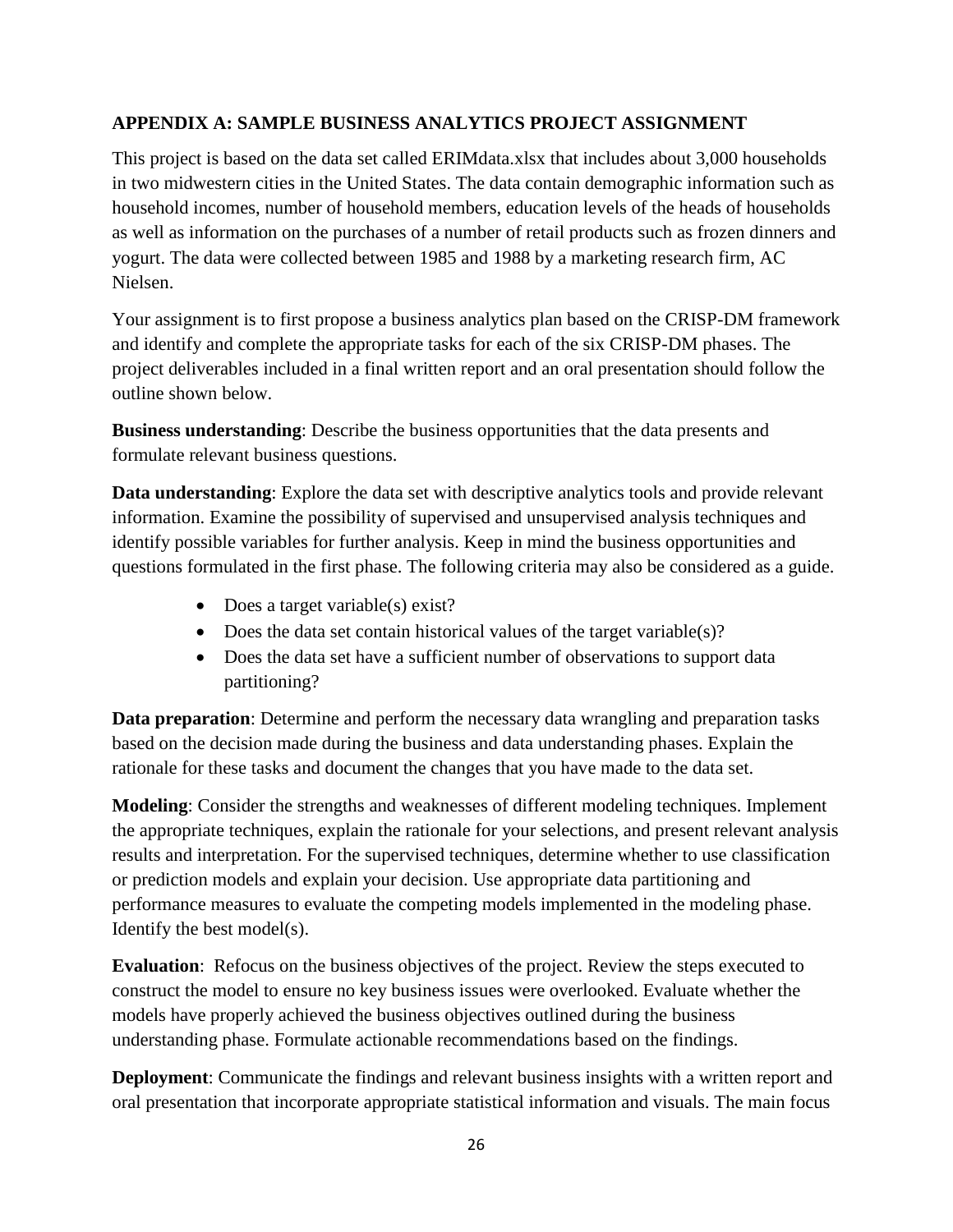## APPENDIX A: SAMPLE BUSINESS ANALYTICS PROJECT ASSIGNMENT

This project is based on the data set called ERIMdata.xlsx that includes about 3,000 households in two midwestern cities in the United States. The data contain demographic information such as household incomes, number of household members, education levels of the heads of households as well as information on the purchases of a number of retail products such as frozen dinners and yogurt. The data were collected between 1985 and 1988 by a marketing research firm, AC Nielsen.

Your assignment is to first propose a business analytics plan based on the CRISP-DM framework and identify and complete the appropriate tasks for each of the six CRISP-DM phases. The project deliverables included in a final written report and an oral presentation should follow the outline shown below.

**Business understanding**: Describe the business opportunities that the data presents and formulate relevant business questions.

**Data understanding**: Explore the data set with descriptive analytics tools and provide relevant information. Examine the possibility of supervised and unsupervised analysis techniques and identify possible variables for further analysis. Keep in mind the business opportunities and questions formulated in the first phase. The following criteria may also be considered as a guide.

- Does a target variable(s) exist?
- Does the data set contain historical values of the target variable(s)?
- Does the data set have a sufficient number of observations to support data partitioning?

**Data preparation**: Determine and perform the necessary data wrangling and preparation tasks based on the decision made during the business and data understanding phases. Explain the rationale for these tasks and document the changes that you have made to the data set.

**Modeling**: Consider the strengths and weaknesses of different modeling techniques. Implement the appropriate techniques, explain the rationale for your selections, and present relevant analysis results and interpretation. For the supervised techniques, determine whether to use classification or prediction models and explain your decision. Use appropriate data partitioning and performance measures to evaluate the competing models implemented in the modeling phase. Identify the best model(s).

**Evaluation**: Refocus on the business objectives of the project. Review the steps executed to construct the model to ensure no key business issues were overlooked. Evaluate whether the models have properly achieved the business objectives outlined during the business understanding phase. Formulate actionable recommendations based on the findings.

**Deployment**: Communicate the findings and relevant business insights with a written report and oral presentation that incorporate appropriate statistical information and visuals. The main focus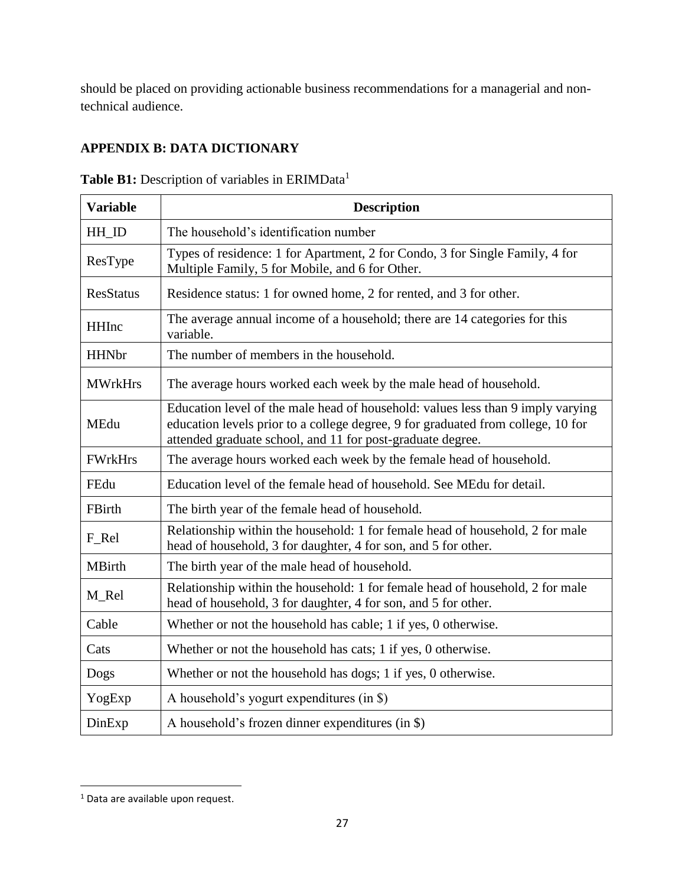should be placed on providing actionable business recommendations for a managerial and non-technical audience.

## APPENDIX B: DATA DICTIONARY

**Table B1:** Description of variables in ERIMData[1]

| Variable | Description |
| --- | --- |
| HH_ID | The household's identification number |
| ResType | Types of residence: 1 for Apartment, 2 for Condo, 3 for Single Family, 4 for Multiple Family, 5 for Mobile, and 6 for Other. |
| ResStatus | Residence status: 1 for owned home, 2 for rented, and 3 for other. |
| HHInc | The average annual income of a household; there are 14 categories for this variable. |
| HHNbr | The number of members in the household. |
| MWrkHrs | The average hours worked each week by the male head of household. |
| MEdu | Education level of the male head of household: values less than 9 imply varying education levels prior to a college degree, 9 for graduated from college, 10 for attended graduate school, and 11 for post-graduate degree. |
| FWrkHrs | The average hours worked each week by the female head of household. |
| FEdu | Education level of the female head of household. See MEdu for detail. |
| FBirth | The birth year of the female head of household. |
| F_Rel | Relationship within the household: 1 for female head of household, 2 for male head of household, 3 for daughter, 4 for son, and 5 for other. |
| MBirth | The birth year of the male head of household. |
| M_Rel | Relationship within the household: 1 for female head of household, 2 for male head of household, 3 for daughter, 4 for son, and 5 for other. |
| Cable | Whether or not the household has cable; 1 if yes, 0 otherwise. |
| Cats | Whether or not the household has cats; 1 if yes, 0 otherwise. |
| Dogs | Whether or not the household has dogs; 1 if yes, 0 otherwise. |
| YogExp | A household's yogurt expenditures (in $) |
| DinExp | A household's frozen dinner expenditures (in $) |

[1] Data are available upon request.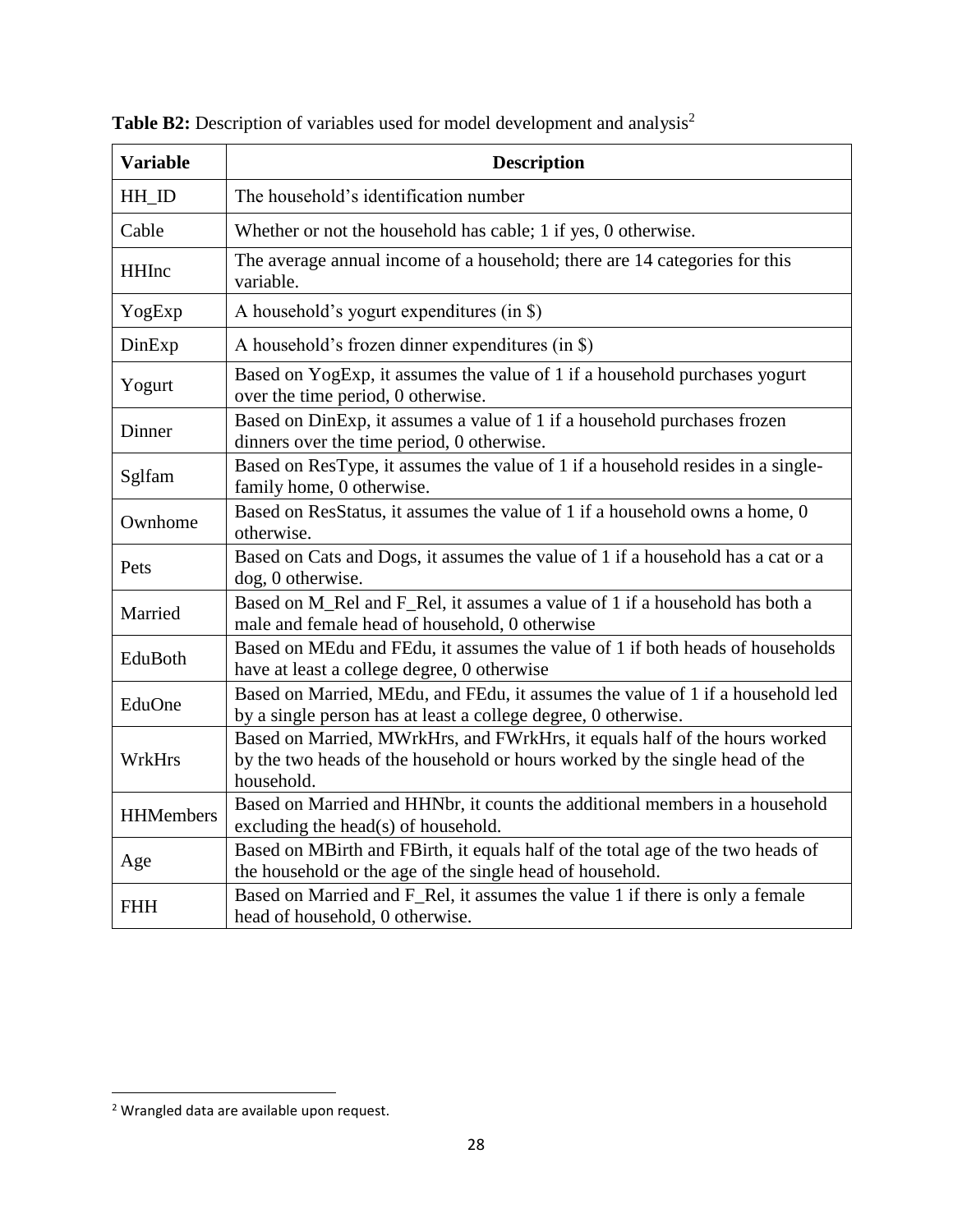**Table B2:** Description of variables used for model development and analysis[2]

| Variable | Description |
|---|---|
| HH_ID | The household's identification number |
| Cable | Whether or not the household has cable; 1 if yes, 0 otherwise. |
| HHInc | The average annual income of a household; there are 14 categories for this variable. |
| YogExp | A household's yogurt expenditures (in $) |
| DinExp | A household's frozen dinner expenditures (in $) |
| Yogurt | Based on YogExp, it assumes the value of 1 if a household purchases yogurt over the time period, 0 otherwise. |
| Dinner | Based on DinExp, it assumes a value of 1 if a household purchases frozen dinners over the time period, 0 otherwise. |
| Sglfam | Based on ResType, it assumes the value of 1 if a household resides in a single-family home, 0 otherwise. |
| Ownhome | Based on ResStatus, it assumes the value of 1 if a household owns a home, 0 otherwise. |
| Pets | Based on Cats and Dogs, it assumes the value of 1 if a household has a cat or a dog, 0 otherwise. |
| Married | Based on M_Rel and F_Rel, it assumes a value of 1 if a household has both a male and female head of household, 0 otherwise |
| EduBoth | Based on MEdu and FEdu, it assumes the value of 1 if both heads of households have at least a college degree, 0 otherwise |
| EduOne | Based on Married, MEdu, and FEdu, it assumes the value of 1 if a household led by a single person has at least a college degree, 0 otherwise. |
| WrkHrs | Based on Married, MWrkHrs, and FWrkHrs, it equals half of the hours worked by the two heads of the household or hours worked by the single head of the household. |
| HHMembers | Based on Married and HHNbr, it counts the additional members in a household excluding the head(s) of household. |
| Age | Based on MBirth and FBirth, it equals half of the total age of the two heads of the household or the age of the single head of household. |
| FHH | Based on Married and F_Rel, it assumes the value 1 if there is only a female head of household, 0 otherwise. |

[2] Wrangled data are available upon request.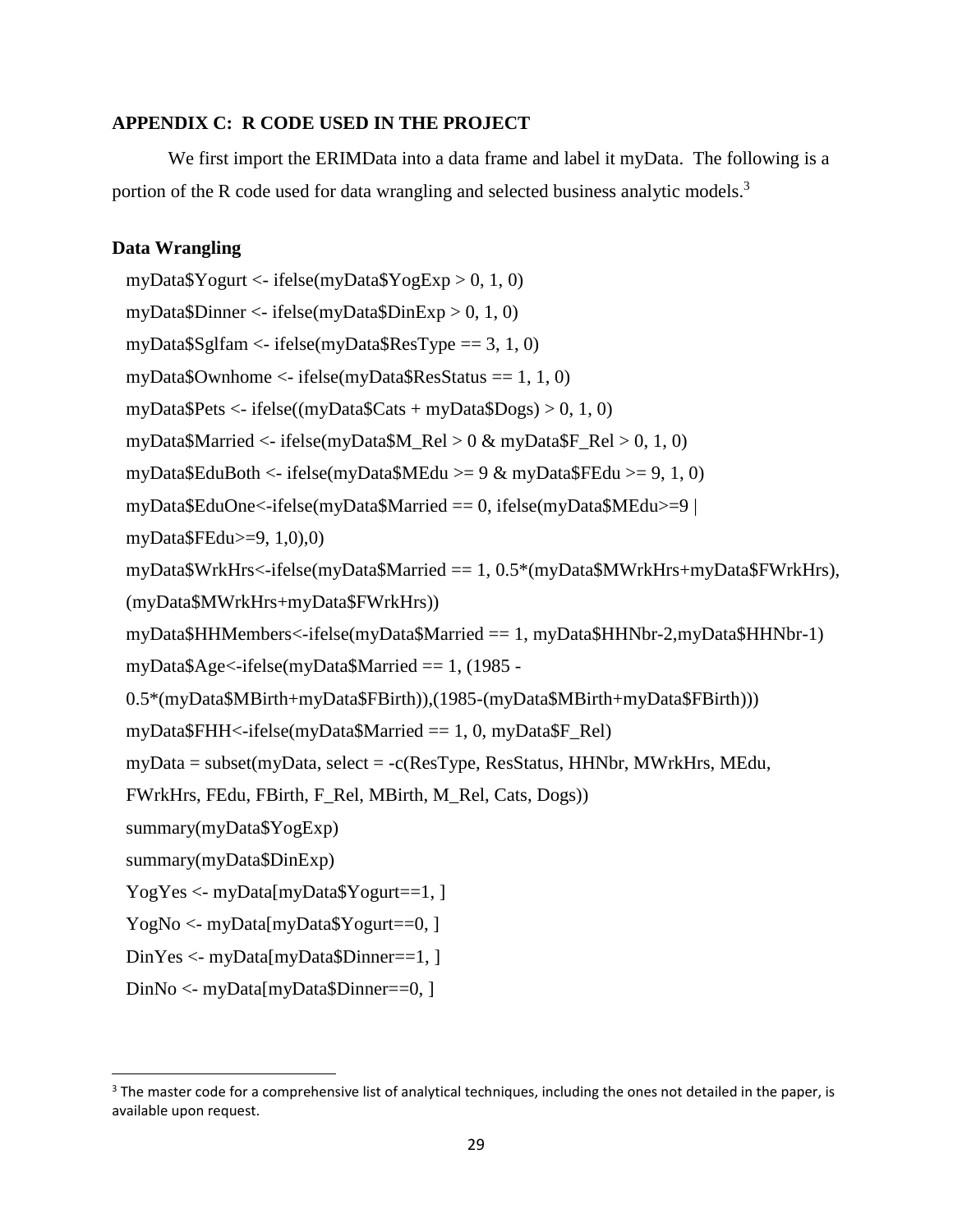## APPENDIX C: R CODE USED IN THE PROJECT

We first import the ERIMData into a data frame and label it myData. The following is a portion of the R code used for data wrangling and selected business analytic models.[3]

### Data Wrangling

```
myData$Yogurt <- ifelse(myData$YogExp > 0, 1, 0)
myData$Dinner <- ifelse(myData$DinExp > 0, 1, 0)
myData$Sglfam <- ifelse(myData$ResType == 3, 1, 0)
myData$Ownhome <- ifelse(myData$ResStatus == 1, 1, 0)
myData$Pets <- ifelse((myData$Cats + myData$Dogs) > 0, 1, 0)
myData$Married <- ifelse(myData$M_Rel > 0 & myData$F_Rel > 0, 1, 0)
myData$EduBoth <- ifelse(myData$MEdu >= 9 & myData$FEdu >= 9, 1, 0)
myData$EduOne<-ifelse(myData$Married == 0, ifelse(myData$MEdu>=9 |
myData$FEdu>=9, 1,0),0)
myData$WrkHrs<-ifelse(myData$Married == 1, 0.5*(myData$MWrkHrs+myData$FWrkHrs),
(myData$MWrkHrs+myData$FWrkHrs))
myData$HHMembers<-ifelse(myData$Married == 1, myData$HHNbr-2,myData$HHNbr-1)
myData$Age<-ifelse(myData$Married == 1, (1985 -
0.5*(myData$MBirth+myData$FBirth)),(1985-(myData$MBirth+myData$FBirth)))
myData$FHH<-ifelse(myData$Married == 1, 0, myData$F_Rel)
myData = subset(myData, select = -c(ResType, ResStatus, HHNbr, MWrkHrs, MEdu,
FWrkHrs, FEdu, FBirth, F_Rel, MBirth, M_Rel, Cats, Dogs))
summary(myData$YogExp)
summary(myData$DinExp)
YogYes <- myData[myData$Yogurt==1, ]
YogNo <- myData[myData$Yogurt==0, ]
DinYes <- myData[myData$Dinner==1, ]
DinNo <- myData[myData$Dinner==0, ]
```

[3] The master code for a comprehensive list of analytical techniques, including the ones not detailed in the paper, is available upon request.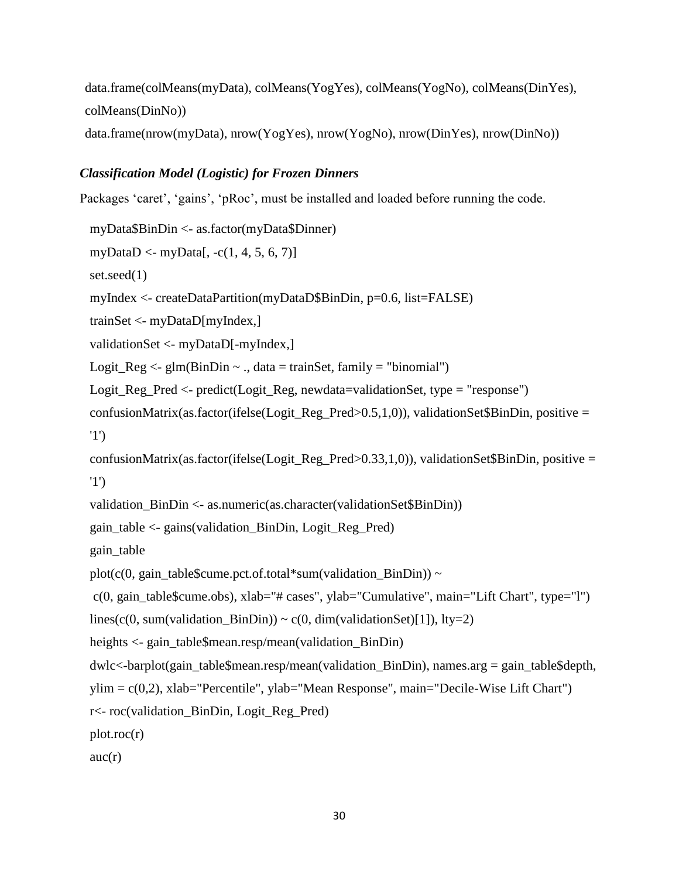```
data.frame(colMeans(myData), colMeans(YogYes), colMeans(YogNo), colMeans(DinYes),
colMeans(DinNo))
data.frame(nrow(myData), nrow(YogYes), nrow(YogNo), nrow(DinYes), nrow(DinNo))
```

### *Classification Model (Logistic) for Frozen Dinners*

Packages 'caret', 'gains', 'pRoc', must be installed and loaded before running the code.

```
myData$BinDin <- as.factor(myData$Dinner)
myDataD <- myData[, -c(1, 4, 5, 6, 7)]
set.seed(1)
myIndex <- createDataPartition(myDataD$BinDin, p=0.6, list=FALSE)
trainSet <- myDataD[myIndex,]
validationSet <- myDataD[-myIndex,]
Logit_Reg <- glm(BinDin ~ ., data = trainSet, family = "binomial")
Logit_Reg_Pred <- predict(Logit_Reg, newdata=validationSet, type = "response")
confusionMatrix(as.factor(ifelse(Logit_Reg_Pred>0.5,1,0)), validationSet$BinDin, positive =
'1')
confusionMatrix(as.factor(ifelse(Logit_Reg_Pred>0.33,1,0)), validationSet$BinDin, positive =
'1')
validation_BinDin <- as.numeric(as.character(validationSet$BinDin))
gain_table <- gains(validation_BinDin, Logit_Reg_Pred)
gain_table
plot(c(0, gain_table$cume.pct.of.total*sum(validation_BinDin)) ~
 c(0, gain_table$cume.obs), xlab="# cases", ylab="Cumulative", main="Lift Chart", type="l")
lines(c(0, sum(validation_BinDin)) ~ c(0, dim(validationSet)[1]), lty=2)
heights <- gain_table$mean.resp/mean(validation_BinDin)
dwlc<-barplot(gain_table$mean.resp/mean(validation_BinDin), names.arg = gain_table$depth,
ylim = c(0,2), xlab="Percentile", ylab="Mean Response", main="Decile-Wise Lift Chart")
r<- roc(validation_BinDin, Logit_Reg_Pred)
plot.roc(r)
auc(r)
```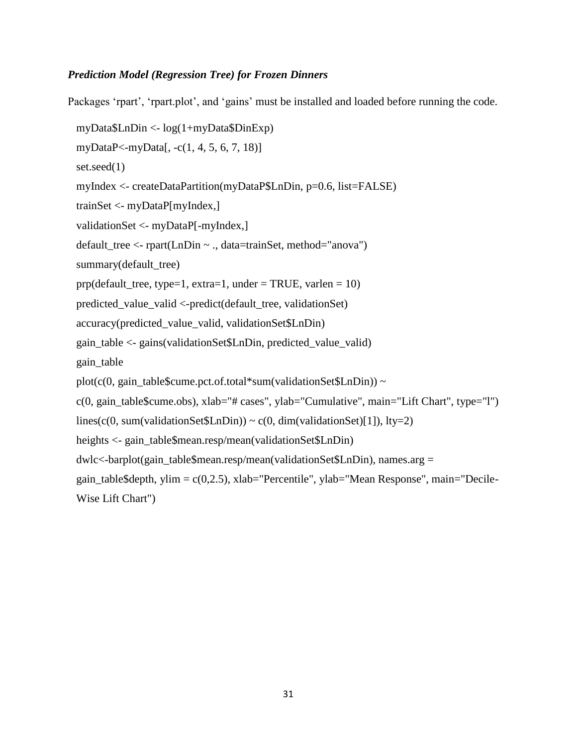***Prediction Model (Regression Tree) for Frozen Dinners***

Packages ‘rpart’, ‘rpart.plot’, and ‘gains’ must be installed and loaded before running the code.

```
myData$LnDin <- log(1+myData$DinExp)
myDataP<-myData[, -c(1, 4, 5, 6, 7, 18)]
set.seed(1)
myIndex <- createDataPartition(myDataP$LnDin, p=0.6, list=FALSE)
trainSet <- myDataP[myIndex,]
validationSet <- myDataP[-myIndex,]
default_tree <- rpart(LnDin ~ ., data=trainSet, method="anova")
summary(default_tree)
prp(default_tree, type=1, extra=1, under = TRUE, varlen = 10)
predicted_value_valid <-predict(default_tree, validationSet)
accuracy(predicted_value_valid, validationSet$LnDin)
gain_table <- gains(validationSet$LnDin, predicted_value_valid)
gain_table
plot(c(0, gain_table$cume.pct.of.total*sum(validationSet$LnDin)) ~
c(0, gain_table$cume.obs), xlab="# cases", ylab="Cumulative", main="Lift Chart", type="l")
lines(c(0, sum(validationSet$LnDin)) ~ c(0, dim(validationSet)[1]), lty=2)
heights <- gain_table$mean.resp/mean(validationSet$LnDin)
dwlc<-barplot(gain_table$mean.resp/mean(validationSet$LnDin), names.arg =
gain_table$depth, ylim = c(0,2.5), xlab="Percentile", ylab="Mean Response", main="Decile-
Wise Lift Chart")
```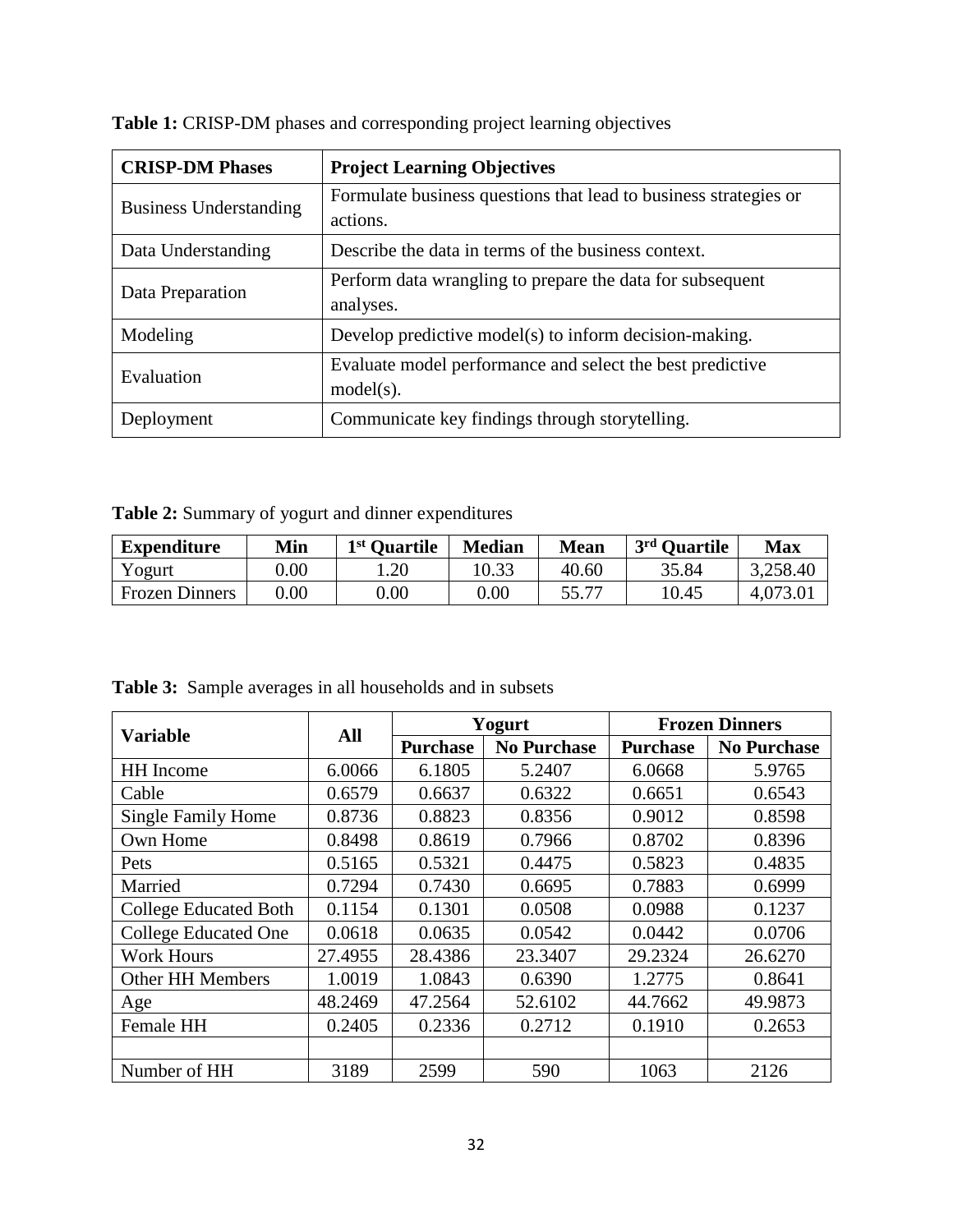**Table 1:** CRISP-DM phases and corresponding project learning objectives

| CRISP-DM Phases | Project Learning Objectives |
|---|---|
| Business Understanding | Formulate business questions that lead to business strategies or actions. |
| Data Understanding | Describe the data in terms of the business context. |
| Data Preparation | Perform data wrangling to prepare the data for subsequent analyses. |
| Modeling | Develop predictive model(s) to inform decision-making. |
| Evaluation | Evaluate model performance and select the best predictive model(s). |
| Deployment | Communicate key findings through storytelling. |

**Table 2:** Summary of yogurt and dinner expenditures

| Expenditure | Min | 1st Quartile | Median | Mean | 3rd Quartile | Max |
|---|---|---|---|---|---|---|
| Yogurt | 0.00 | 1.20 | 10.33 | 40.60 | 35.84 | 3,258.40 |
| Frozen Dinners | 0.00 | 0.00 | 0.00 | 55.77 | 10.45 | 4,073.01 |

**Table 3:** Sample averages in all households and in subsets

| Variable | All | Yogurt | | Frozen Dinners | |
|---|---|---|---|---|---|
| | | Purchase | No Purchase | Purchase | No Purchase |
| HH Income | 6.0066 | 6.1805 | 5.2407 | 6.0668 | 5.9765 |
| Cable | 0.6579 | 0.6637 | 0.6322 | 0.6651 | 0.6543 |
| Single Family Home | 0.8736 | 0.8823 | 0.8356 | 0.9012 | 0.8598 |
| Own Home | 0.8498 | 0.8619 | 0.7966 | 0.8702 | 0.8396 |
| Pets | 0.5165 | 0.5321 | 0.4475 | 0.5823 | 0.4835 |
| Married | 0.7294 | 0.7430 | 0.6695 | 0.7883 | 0.6999 |
| College Educated Both | 0.1154 | 0.1301 | 0.0508 | 0.0988 | 0.1237 |
| College Educated One | 0.0618 | 0.0635 | 0.0542 | 0.0442 | 0.0706 |
| Work Hours | 27.4955 | 28.4386 | 23.3407 | 29.2324 | 26.6270 |
| Other HH Members | 1.0019 | 1.0843 | 0.6390 | 1.2775 | 0.8641 |
| Age | 48.2469 | 47.2564 | 52.6102 | 44.7662 | 49.9873 |
| Female HH | 0.2405 | 0.2336 | 0.2712 | 0.1910 | 0.2653 |
| | | | | | |
| Number of HH | 3189 | 2599 | 590 | 1063 | 2126 |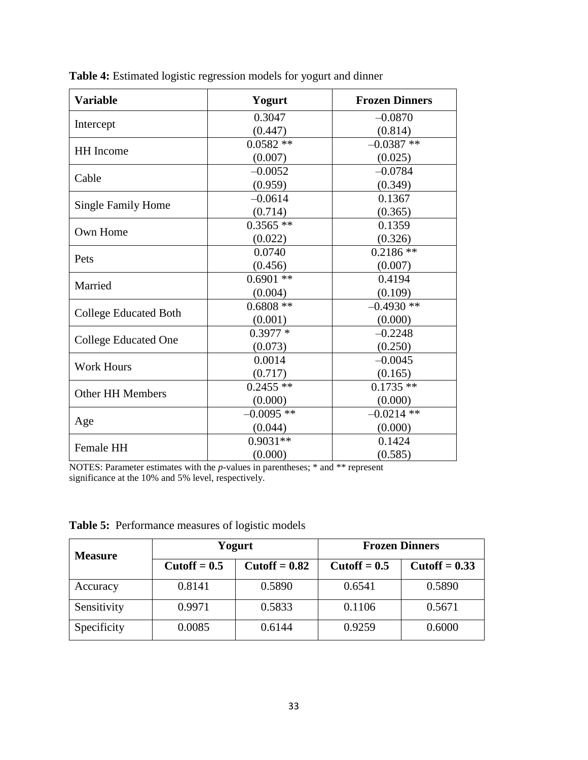**Table 4:** Estimated logistic regression models for yogurt and dinner

| Variable | Yogurt | Frozen Dinners |
|---|---|---|
| Intercept | 0.3047<br>(0.447) | –0.0870<br>(0.814) |
| HH Income | 0.0582 **<br>(0.007) | –0.0387 **<br>(0.025) |
| Cable | –0.0052<br>(0.959) | –0.0784<br>(0.349) |
| Single Family Home | –0.0614<br>(0.714) | 0.1367<br>(0.365) |
| Own Home | 0.3565 **<br>(0.022) | 0.1359<br>(0.326) |
| Pets | 0.0740<br>(0.456) | 0.2186 **<br>(0.007) |
| Married | 0.6901 **<br>(0.004) | 0.4194<br>(0.109) |
| College Educated Both | 0.6808 **<br>(0.001) | –0.4930 **<br>(0.000) |
| College Educated One | 0.3977 *<br>(0.073) | –0.2248<br>(0.250) |
| Work Hours | 0.0014<br>(0.717) | –0.0045<br>(0.165) |
| Other HH Members | 0.2455 **<br>(0.000) | 0.1735 **<br>(0.000) |
| Age | –0.0095 **<br>(0.044) | –0.0214 **<br>(0.000) |
| Female HH | 0.9031**<br>(0.000) | 0.1424<br>(0.585) |

NOTES: Parameter estimates with the *p*-values in parentheses; * and ** represent significance at the 10% and 5% level, respectively.

**Table 5:** Performance measures of logistic models

| Measure | Yogurt | | Frozen Dinners | |
|---|---|---|---|---|
| | **Cutoff = 0.5** | **Cutoff = 0.82** | **Cutoff = 0.5** | **Cutoff = 0.33** |
| Accuracy | 0.8141 | 0.5890 | 0.6541 | 0.5890 |
| Sensitivity | 0.9971 | 0.5833 | 0.1106 | 0.5671 |
| Specificity | 0.0085 | 0.6144 | 0.9259 | 0.6000 |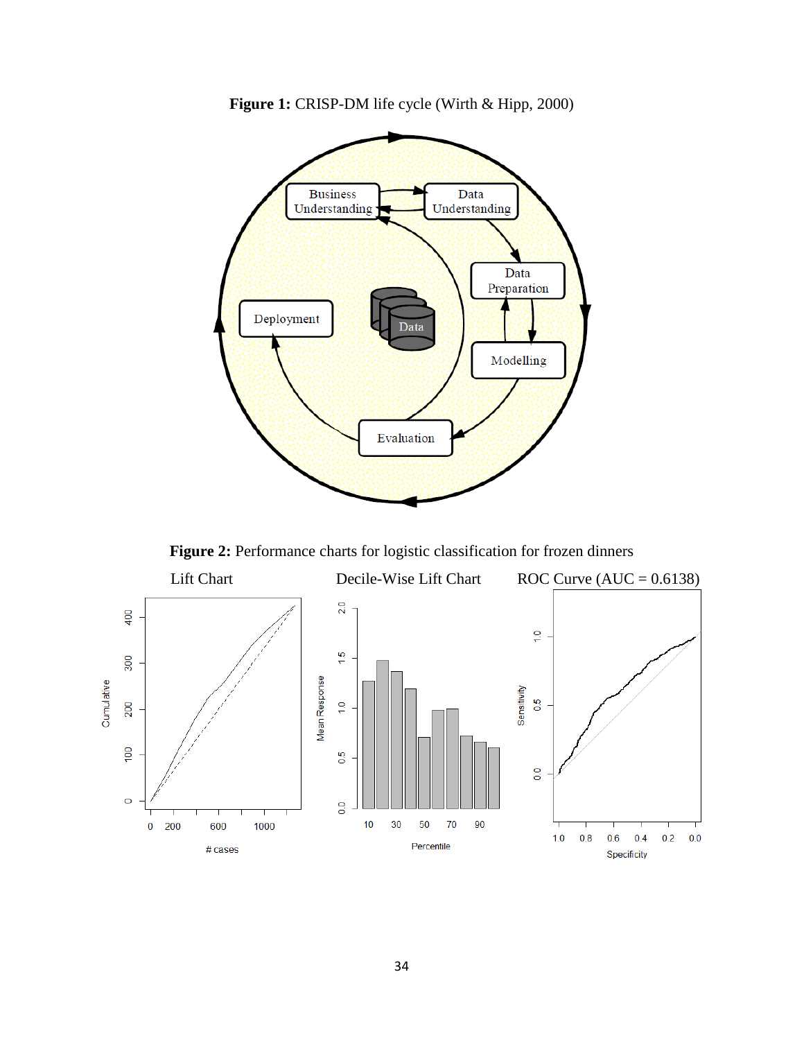**Figure 1:** CRISP-DM life cycle (Wirth & Hipp, 2000)

**Figure 2:** Performance charts for logistic classification for frozen dinners

Lift Chart

Decile-Wise Lift Chart

ROC Curve (AUC = 0.6138)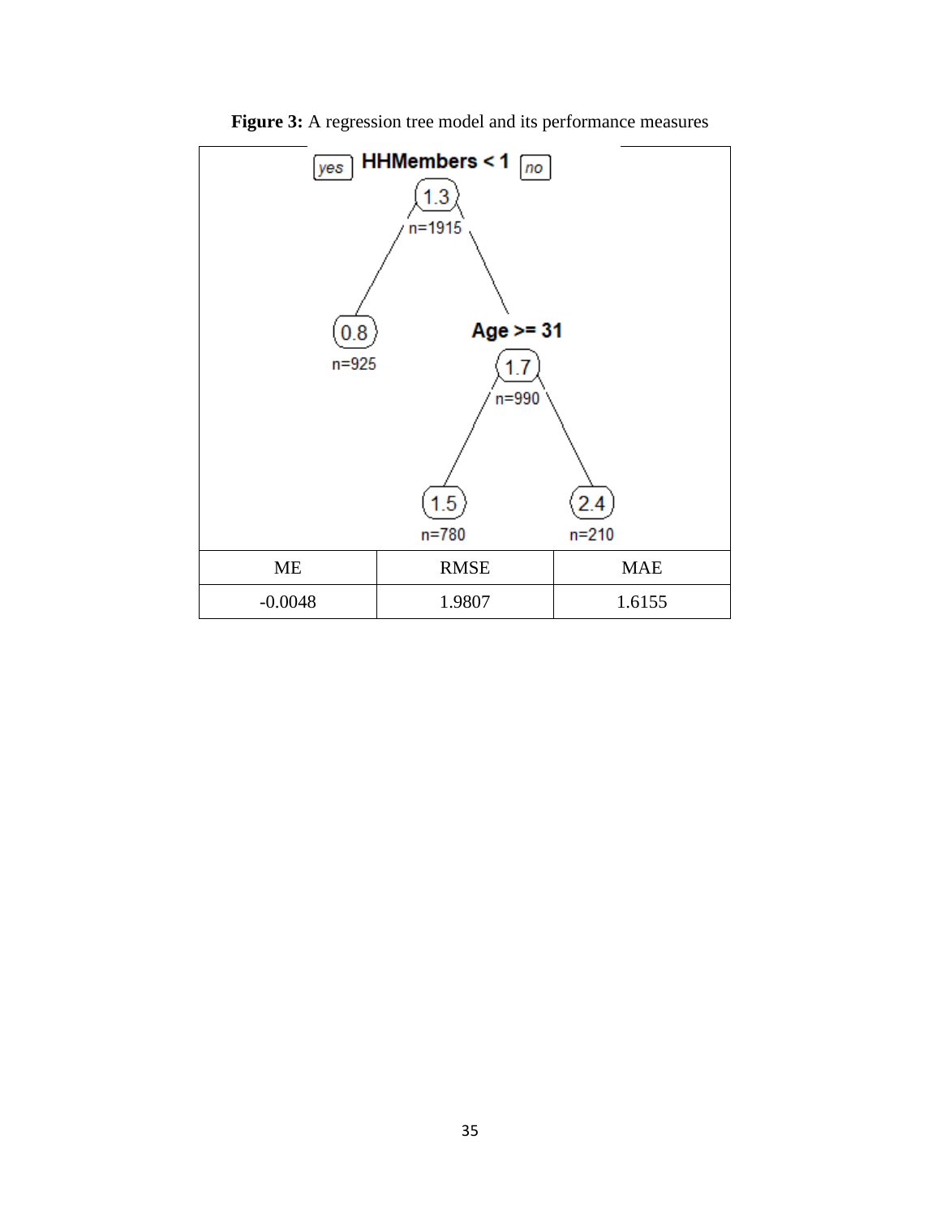**Figure 3:** A regression tree model and its performance measures

yes HHMembers < 1 no

1.3
n=1915

0.8
n=925

Age >= 31

1.7
n=990

1.5
n=780

2.4
n=210

| ME | RMSE | MAE |
| --- | --- | --- |
| -0.0048 | 1.9807 | 1.6155 |